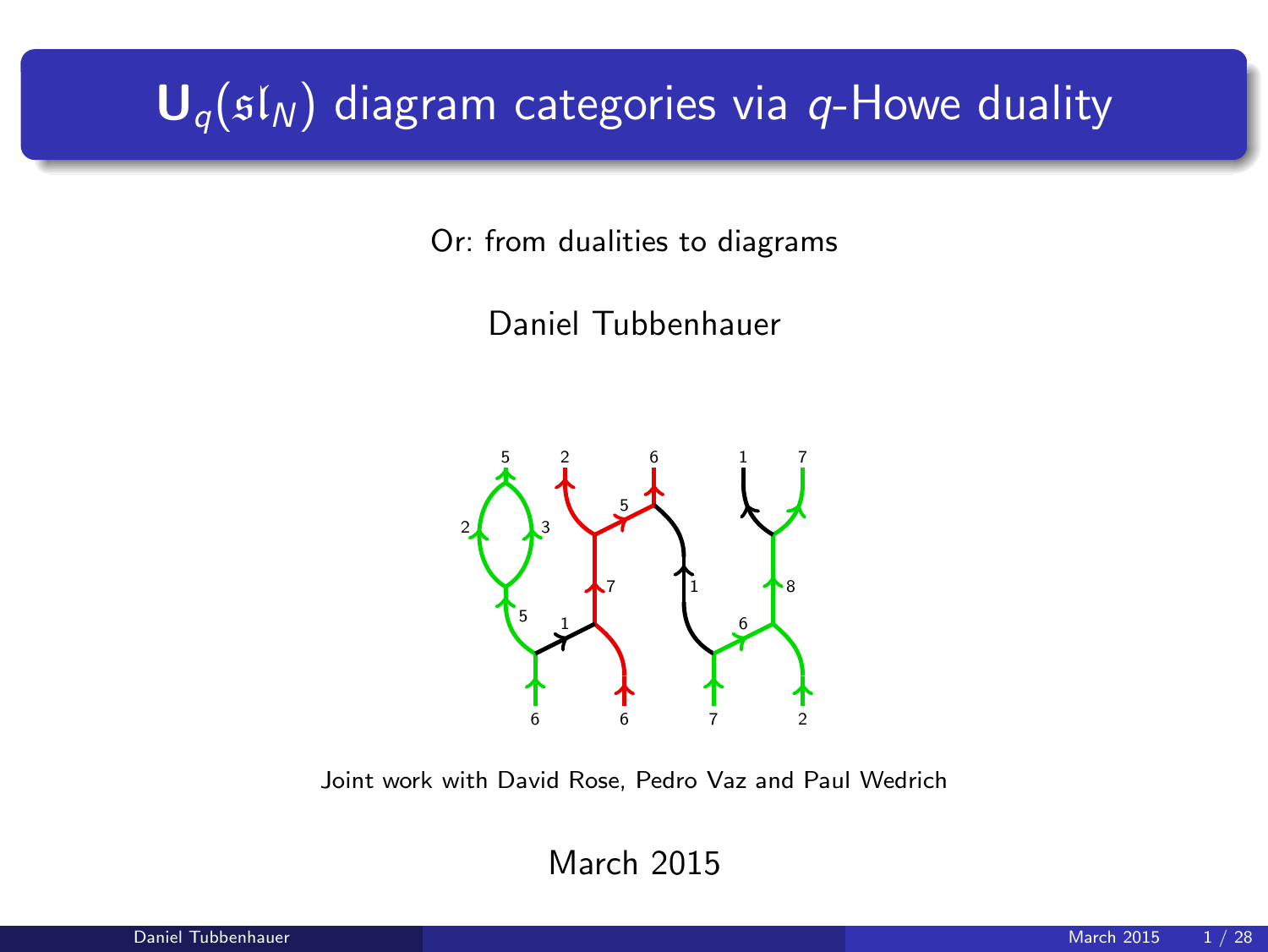# $\mathbf{U}_q(\mathfrak{sl}_N)$ diagram categories via $q$-Howe duality

Or: from dualities to diagrams

Daniel Tubbenhauer

Joint work with David Rose, Pedro Vaz and Paul Wedrich

March 2015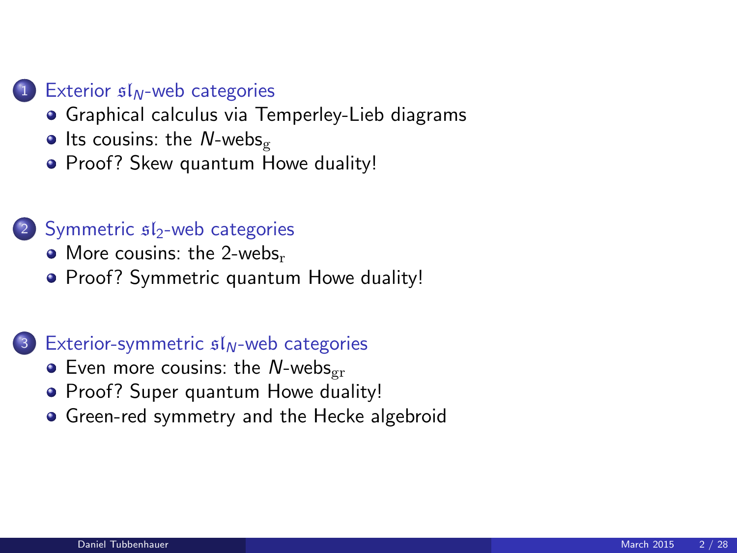1. Exterior $\mathfrak{sl}_N$-web categories
   - Graphical calculus via Temperley-Lieb diagrams
   - Its cousins: the $N$-webs$_{\mathrm{g}}$
   - Proof? Skew quantum Howe duality!

2. Symmetric $\mathfrak{sl}_2$-web categories
   - More cousins: the 2-webs$_{\mathrm{r}}$
   - Proof? Symmetric quantum Howe duality!

3. Exterior-symmetric $\mathfrak{sl}_N$-web categories
   - Even more cousins: the $N$-webs$_{\mathrm{gr}}$
   - Proof? Super quantum Howe duality!
   - Green-red symmetry and the Hecke algebroid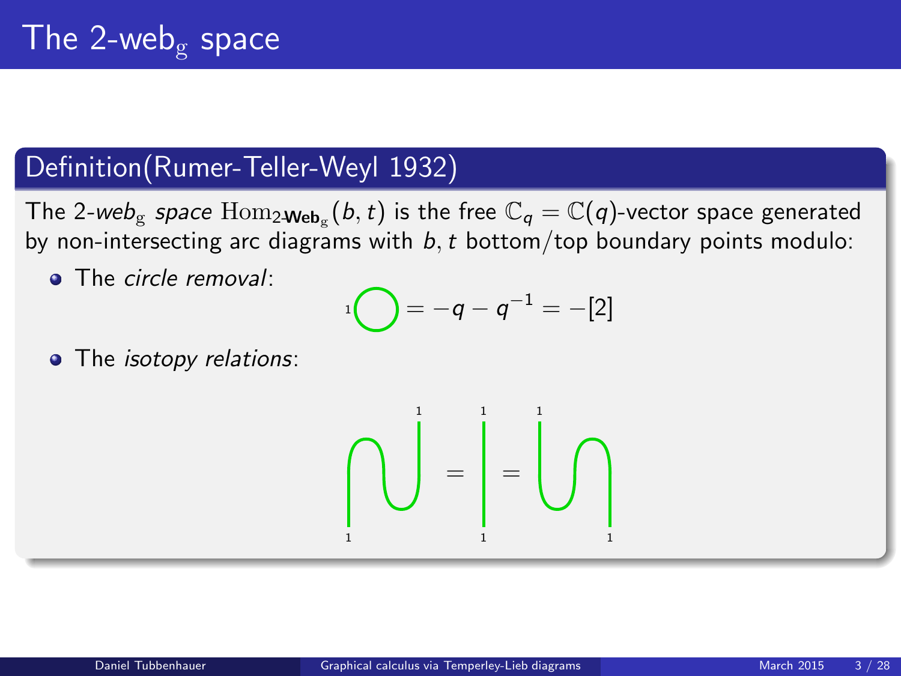# The 2-web$_{\mathrm{g}}$ space

## Definition(Rumer-Teller-Weyl 1932)

The *2-web*$_{\mathrm{g}}$ *space* $\mathrm{Hom}_{2\text{-}\mathbf{Web}_{\mathrm{g}}}(b,t)$ is the free $\mathbb{C}_q = \mathbb{C}(q)$-vector space generated by non-intersecting arc diagrams with $b,t$ bottom/top boundary points modulo:

- The *circle removal*:

$$\bigcirc_1 = -q - q^{-1} = -[2]$$

- The *isotopy relations*:

$$\text{(zigzag)} = | = \text{(zigzag)}$$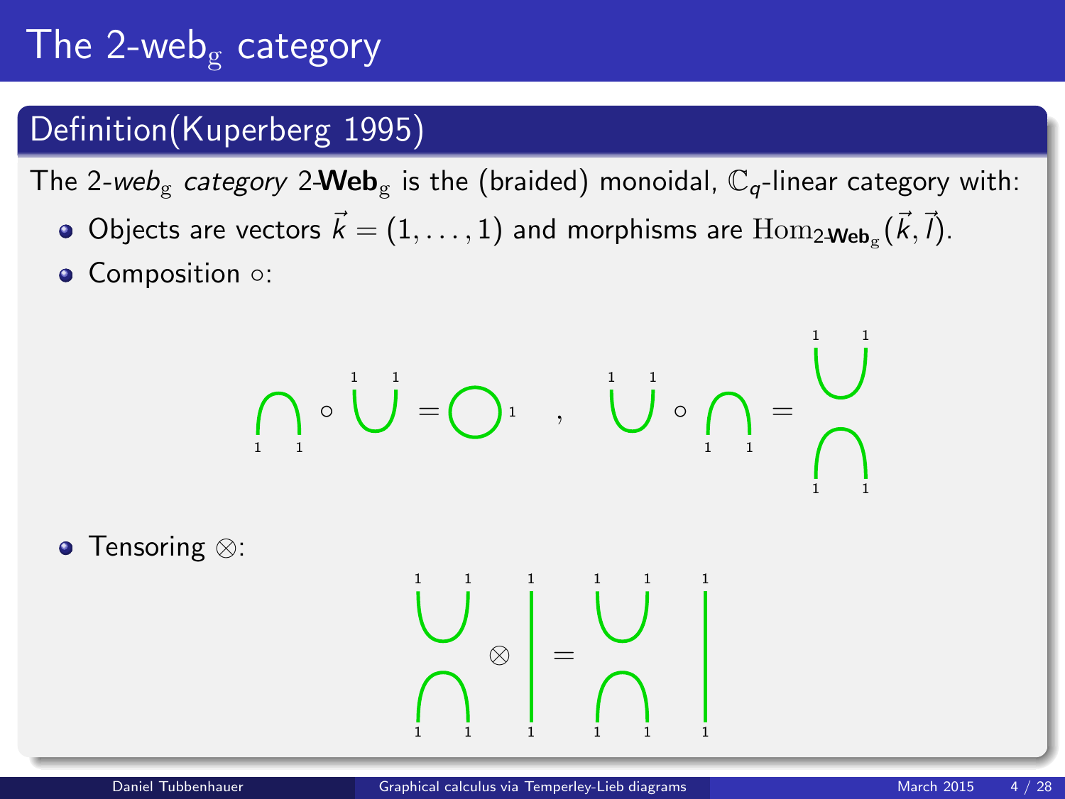# The 2-web$_{\mathrm{g}}$ category

## Definition(Kuperberg 1995)

The 2-*web*$_{\mathrm{g}}$ *category* 2-$\mathbf{Web}_{\mathrm{g}}$ is the (braided) monoidal, $\mathbb{C}_q$-linear category with:

- Objects are vectors $\vec{k} = (1, \ldots, 1)$ and morphisms are $\mathrm{Hom}_{2\text{-}\mathbf{Web}_{\mathrm{g}}}(\vec{k}, \vec{l})$.
- Composition $\circ$:
- Tensoring $\otimes$: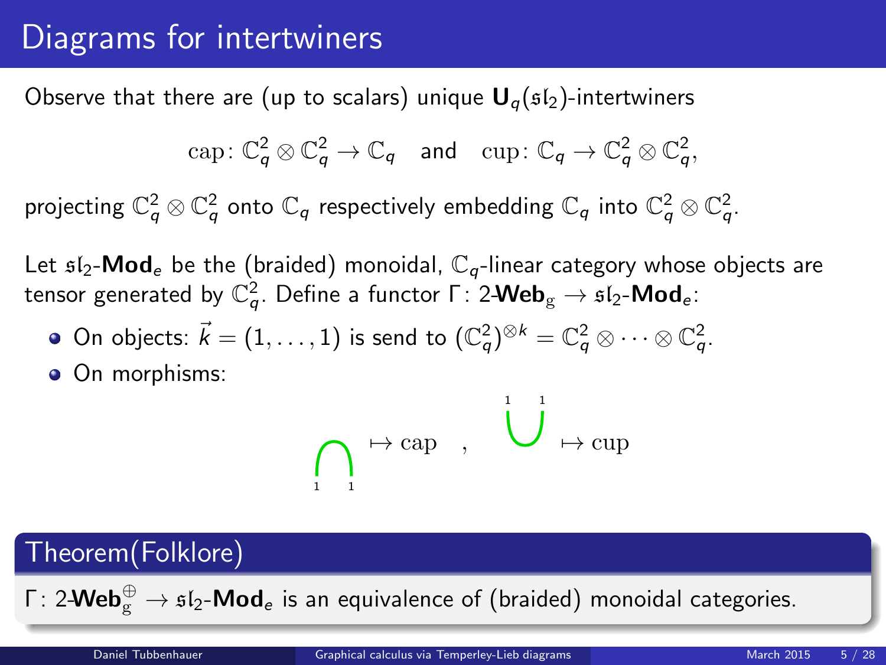# Diagrams for intertwiners

Observe that there are (up to scalars) unique $\mathbf{U}_q(\mathfrak{sl}_2)$-intertwiners

$$\mathrm{cap}\colon \mathbb{C}_q^2 \otimes \mathbb{C}_q^2 \to \mathbb{C}_q \quad \text{and} \quad \mathrm{cup}\colon \mathbb{C}_q \to \mathbb{C}_q^2 \otimes \mathbb{C}_q^2,$$

projecting $\mathbb{C}_q^2 \otimes \mathbb{C}_q^2$ onto $\mathbb{C}_q$ respectively embedding $\mathbb{C}_q$ into $\mathbb{C}_q^2 \otimes \mathbb{C}_q^2$.

Let $\mathfrak{sl}_2$-$\mathbf{Mod}_e$ be the (braided) monoidal, $\mathbb{C}_q$-linear category whose objects are tensor generated by $\mathbb{C}_q^2$. Define a functor $\Gamma\colon 2\text{-}\mathbf{Web}_{\mathrm{g}} \to \mathfrak{sl}_2\text{-}\mathbf{Mod}_e$:

- On objects: $\vec{k} = (1, \dots, 1)$ is send to $(\mathbb{C}_q^2)^{\otimes k} = \mathbb{C}_q^2 \otimes \cdots \otimes \mathbb{C}_q^2$.
- On morphisms:

$$\bigcap_{1\ \ 1} \mapsto \mathrm{cap} \quad , \quad \bigcup^{1\ \ 1} \mapsto \mathrm{cup}$$

## Theorem(Folklore)

$\Gamma\colon 2\text{-}\mathbf{Web}_{\mathrm{g}}^{\oplus} \to \mathfrak{sl}_2\text{-}\mathbf{Mod}_e$ is an equivalence of (braided) monoidal categories.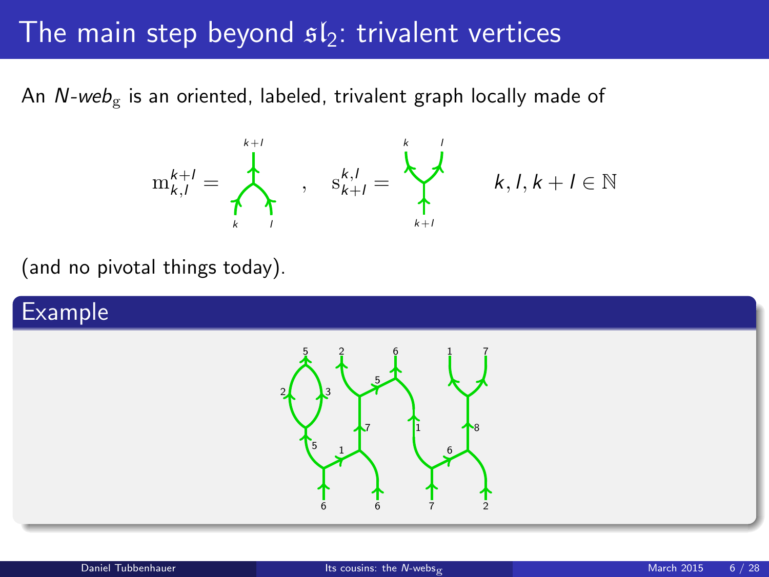# The main step beyond $\mathfrak{sl}_2$: trivalent vertices

An *N-web*$_{\mathrm{g}}$ is an oriented, labeled, trivalent graph locally made of

$$\mathrm{m}_{k,l}^{k+l} = \quad , \quad \mathrm{s}_{k+l}^{k,l} = \qquad k, l, k+l \in \mathbb{N}$$

(and no pivotal things today).

## Example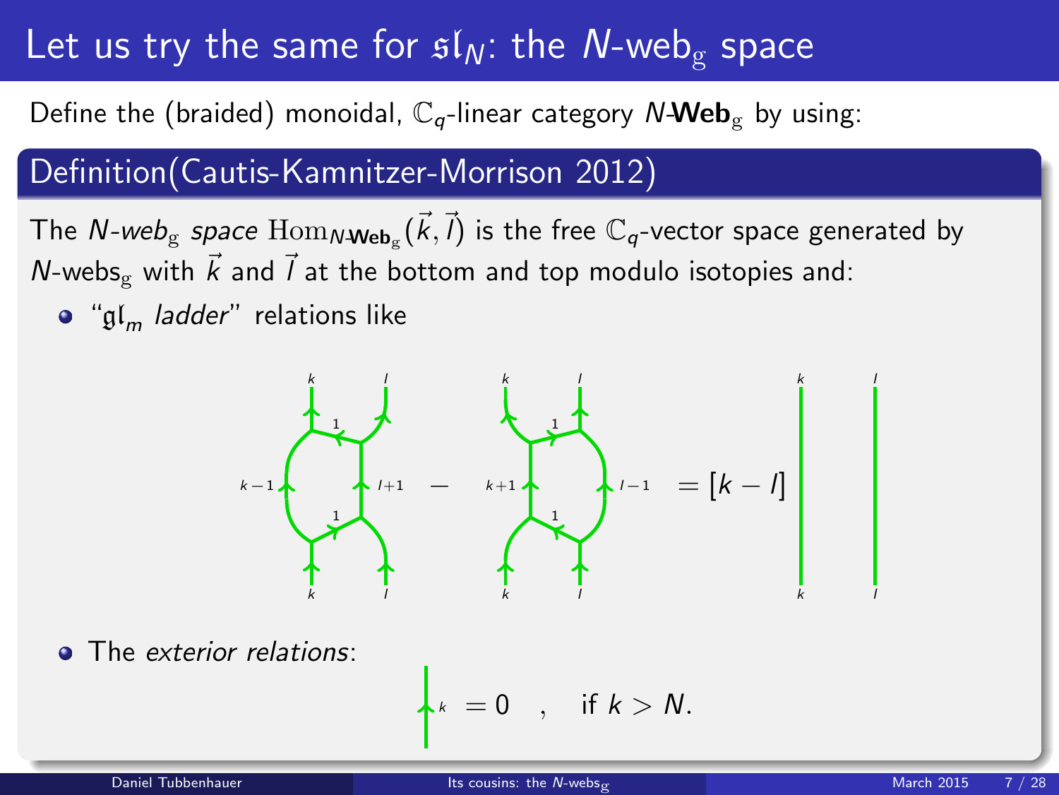# Let us try the same for $\mathfrak{sl}_N$: the $N$-web$_{\mathrm{g}}$ space

Define the (braided) monoidal, $\mathbb{C}_q$-linear category $N$-**Web**$_{\mathrm{g}}$ by using:

## Definition(Cautis-Kamnitzer-Morrison 2012)

The $N$-*web*$_{\mathrm{g}}$ *space* $\mathrm{Hom}_{N\text{-}\mathbf{Web}_{\mathrm{g}}}(\vec{k},\vec{l})$ is the free $\mathbb{C}_q$-vector space generated by $N$-webs$_{\mathrm{g}}$ with $\vec{k}$ and $\vec{l}$ at the bottom and top modulo isotopies and:

- "$\mathfrak{gl}_m$ *ladder*" relations like

$$(\text{ladder with rungs } 1,\ \text{uprights } k-1,\ l+1) \;-\; (\text{ladder with rungs } 1,\ \text{uprights } k+1,\ l-1) \;=\; [k-l]\; \big|_k \;\; \big|_l$$

- The *exterior relations*:

$$\big|_k = 0 \quad , \quad \text{if } k > N.$$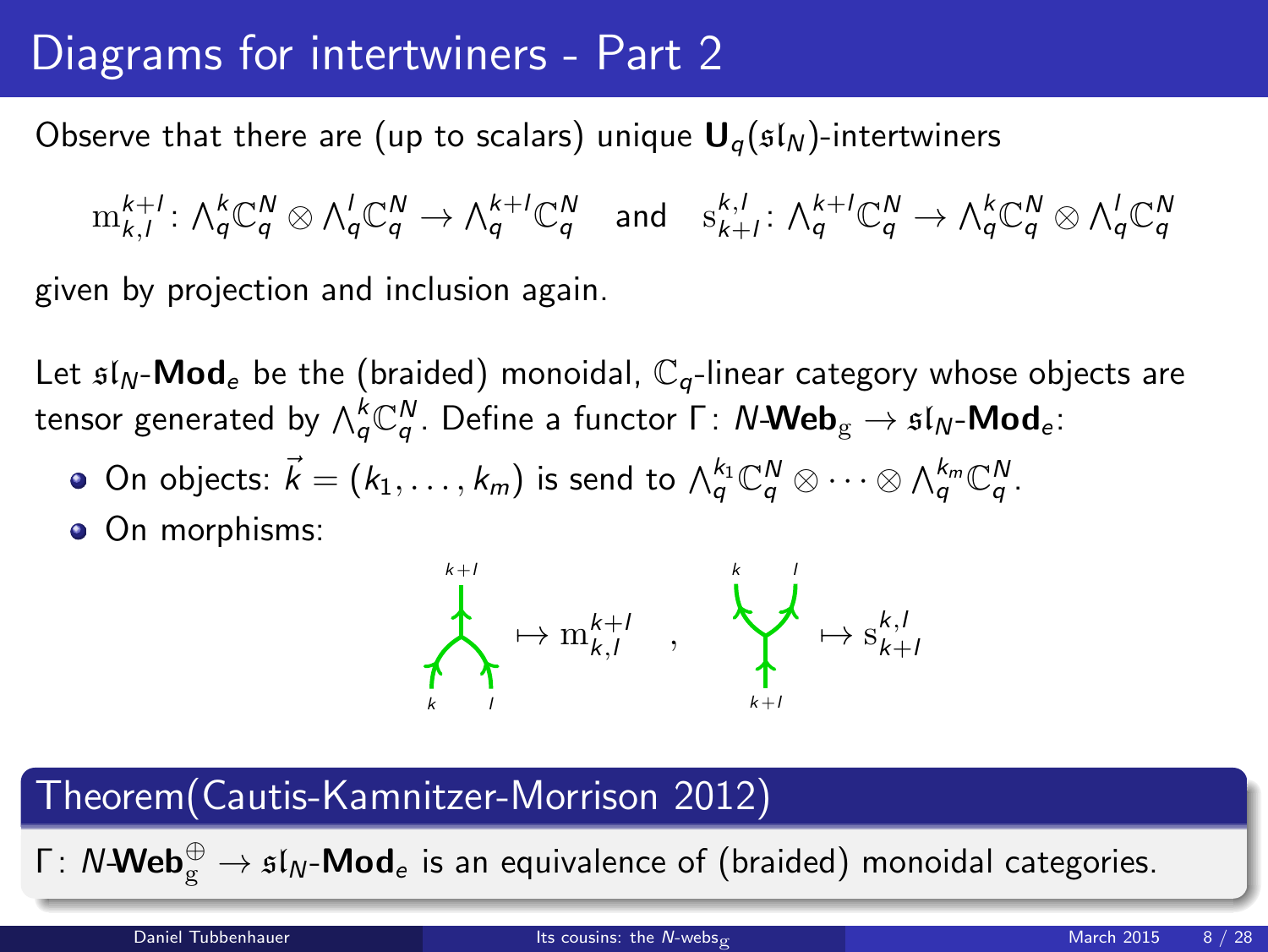# Diagrams for intertwiners - Part 2

Observe that there are (up to scalars) unique $\mathbf{U}_q(\mathfrak{sl}_N)$-intertwiners

$$\mathrm{m}_{k,l}^{k+l}\colon \Lambda_q^k\mathbb{C}_q^N \otimes \Lambda_q^l\mathbb{C}_q^N \to \Lambda_q^{k+l}\mathbb{C}_q^N \quad \text{and} \quad \mathrm{s}_{k+l}^{k,l}\colon \Lambda_q^{k+l}\mathbb{C}_q^N \to \Lambda_q^k\mathbb{C}_q^N \otimes \Lambda_q^l\mathbb{C}_q^N$$

given by projection and inclusion again.

Let $\mathfrak{sl}_N$-$\mathbf{Mod}_e$ be the (braided) monoidal, $\mathbb{C}_q$-linear category whose objects are tensor generated by $\Lambda_q^k\mathbb{C}_q^N$. Define a functor $\Gamma\colon N\text{-}\mathbf{Web}_{\mathrm{g}} \to \mathfrak{sl}_N$-$\mathbf{Mod}_e$:

- On objects: $\vec{k} = (k_1, \dots, k_m)$ is send to $\Lambda_q^{k_1}\mathbb{C}_q^N \otimes \cdots \otimes \Lambda_q^{k_m}\mathbb{C}_q^N$.
- On morphisms:

$$\text{(merge web: } k, l \to k+l) \mapsto \mathrm{m}_{k,l}^{k+l} \quad , \quad \text{(split web: } k+l \to k, l) \mapsto \mathrm{s}_{k+l}^{k,l}$$

## Theorem(Cautis-Kamnitzer-Morrison 2012)

$\Gamma\colon N\text{-}\mathbf{Web}_{\mathrm{g}}^{\oplus} \to \mathfrak{sl}_N$-$\mathbf{Mod}_e$ is an equivalence of (braided) monoidal categories.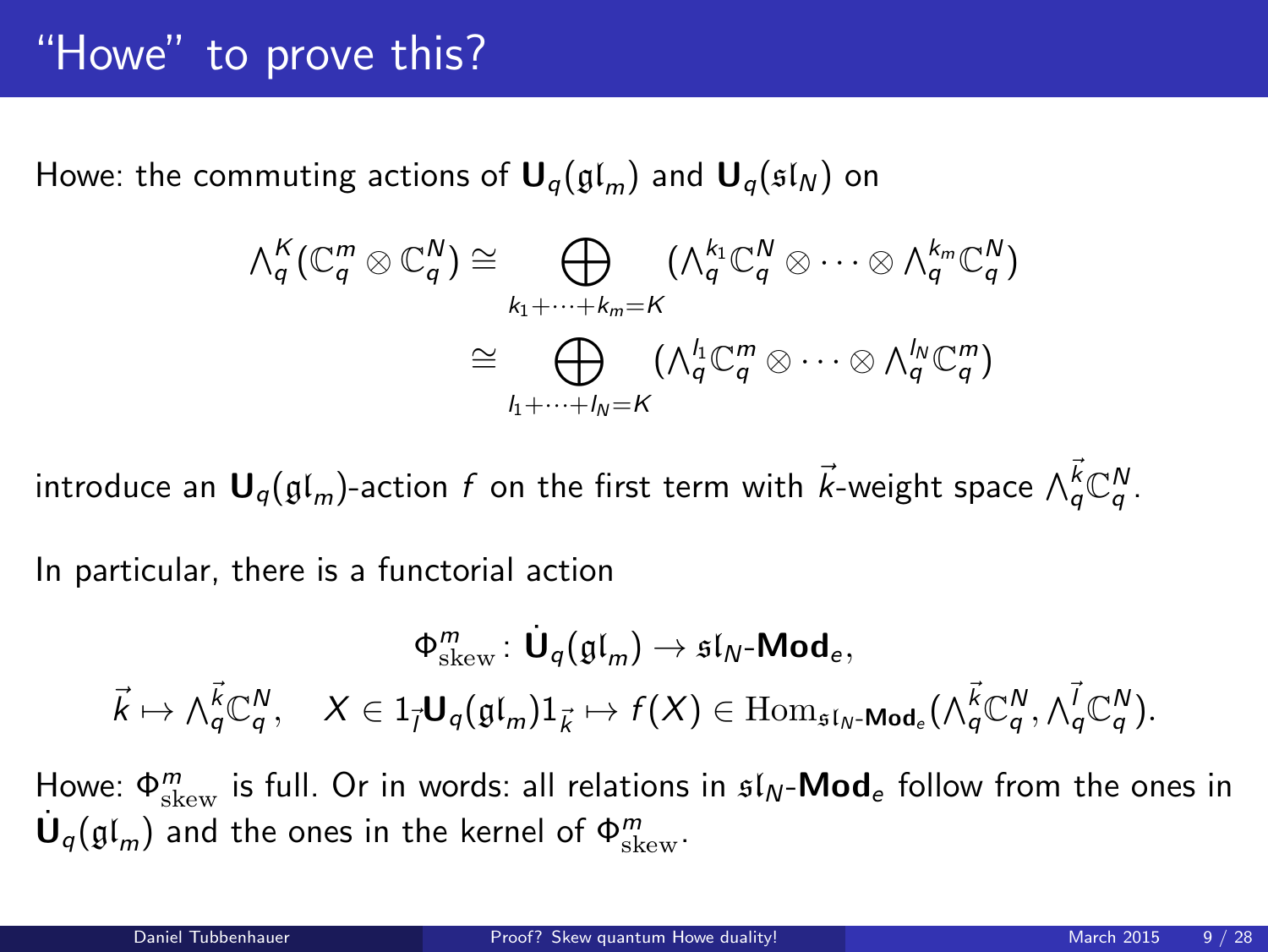# "Howe" to prove this?

Howe: the commuting actions of $\mathbf{U}_q(\mathfrak{gl}_m)$ and $\mathbf{U}_q(\mathfrak{sl}_N)$ on

$$\begin{aligned}
{\textstyle\bigwedge}_q^K(\mathbb{C}_q^m \otimes \mathbb{C}_q^N) &\cong \bigoplus_{k_1+\cdots+k_m=K} ({\textstyle\bigwedge}_q^{k_1}\mathbb{C}_q^N \otimes \cdots \otimes {\textstyle\bigwedge}_q^{k_m}\mathbb{C}_q^N) \\
&\cong \bigoplus_{l_1+\cdots+l_N=K} ({\textstyle\bigwedge}_q^{l_1}\mathbb{C}_q^m \otimes \cdots \otimes {\textstyle\bigwedge}_q^{l_N}\mathbb{C}_q^m)
\end{aligned}$$

introduce an $\mathbf{U}_q(\mathfrak{gl}_m)$-action $f$ on the first term with $\vec{k}$-weight space ${\textstyle\bigwedge}_q^{\vec{k}}\mathbb{C}_q^N$.

In particular, there is a functorial action

$$\Phi^m_{\mathrm{skew}} \colon \dot{\mathbf{U}}_q(\mathfrak{gl}_m) \to \mathfrak{sl}_N\text{-}\mathbf{Mod}_e,$$

$$\vec{k} \mapsto {\textstyle\bigwedge}_q^{\vec{k}}\mathbb{C}_q^N, \quad X \in 1_{\vec{l}}\mathbf{U}_q(\mathfrak{gl}_m)1_{\vec{k}} \mapsto f(X) \in \mathrm{Hom}_{\mathfrak{sl}_N\text{-}\mathbf{Mod}_e}({\textstyle\bigwedge}_q^{\vec{k}}\mathbb{C}_q^N, {\textstyle\bigwedge}_q^{\vec{l}}\mathbb{C}_q^N).$$

Howe: $\Phi^m_{\mathrm{skew}}$ is full. Or in words: all relations in $\mathfrak{sl}_N$-$\mathbf{Mod}_e$ follow from the ones in $\dot{\mathbf{U}}_q(\mathfrak{gl}_m)$ and the ones in the kernel of $\Phi^m_{\mathrm{skew}}$.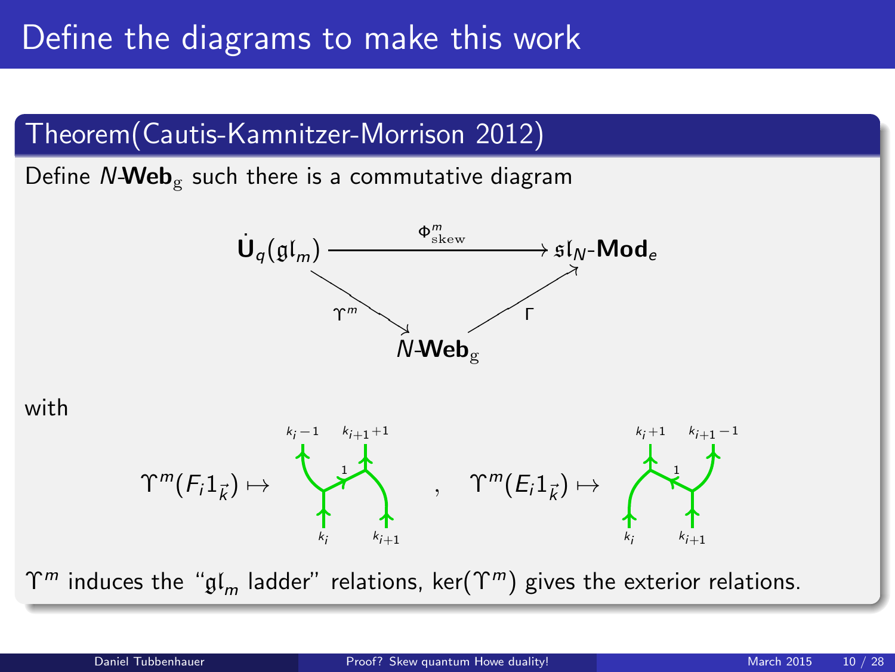# Define the diagrams to make this work

## Theorem(Cautis-Kamnitzer-Morrison 2012)

Define $N$-$\mathbf{Web}_{\mathrm{g}}$ such there is a commutative diagram

$$
\begin{array}{ccc}
\dot{\mathbf{U}}_q(\mathfrak{gl}_m) & \xrightarrow{\Phi^m_{\mathrm{skew}}} & \mathfrak{sl}_N\text{-}\mathbf{Mod}_e \\
& \searrow^{\Upsilon^m} \quad \nearrow_{\Gamma} & \\
& N\text{-}\mathbf{Web}_{\mathrm{g}} &
\end{array}
$$

with

$\Upsilon^m(F_i 1_{\vec{k}}) \mapsto$ (web with bottom labels $k_i$, $k_{i+1}$, top labels $k_i - 1$, $k_{i+1}+1$, rung labeled $1$) , $\Upsilon^m(E_i 1_{\vec{k}}) \mapsto$ (web with bottom labels $k_i$, $k_{i+1}$, top labels $k_i + 1$, $k_{i+1}-1$, rung labeled $1$)

$\Upsilon^m$ induces the "$\mathfrak{gl}_m$ ladder" relations, $\ker(\Upsilon^m)$ gives the exterior relations.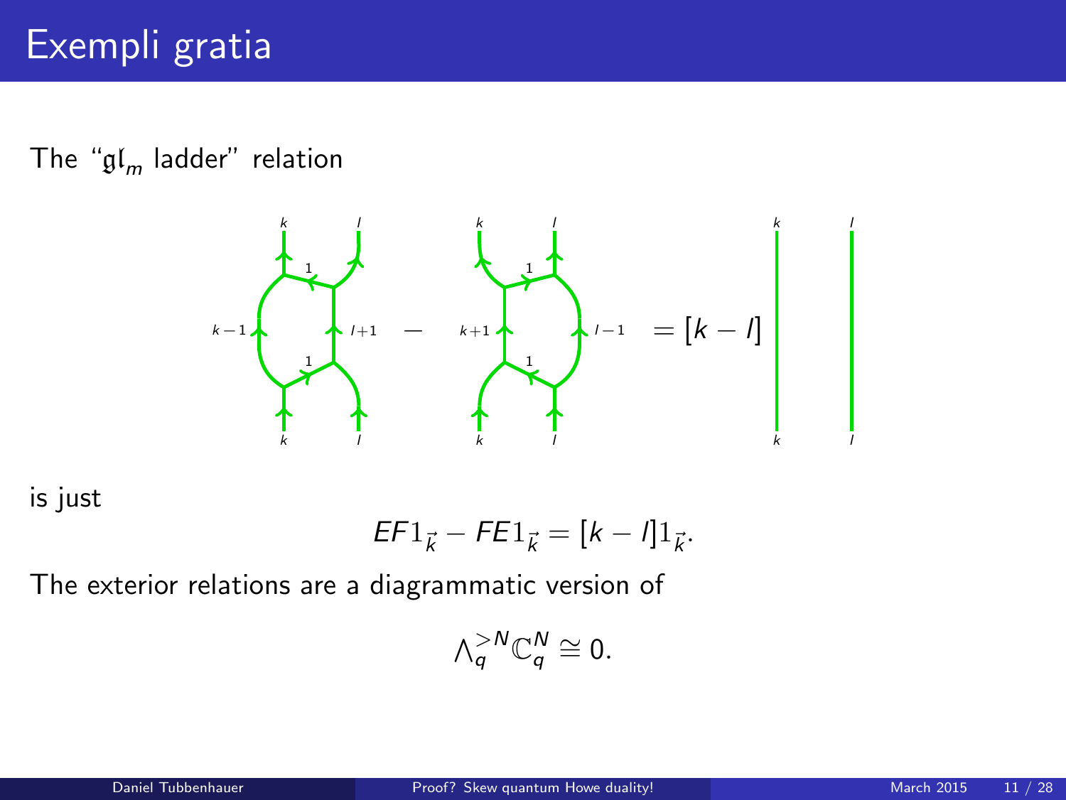# Exempli gratia

The "$\mathfrak{gl}_m$ ladder" relation

$$- \quad = [k-l]$$

is just

$$EF1_{\vec{k}} - FE1_{\vec{k}} = [k-l]1_{\vec{k}}.$$

The exterior relations are a diagrammatic version of

$$\Lambda_q^{>N}\mathbb{C}_q^N \cong 0.$$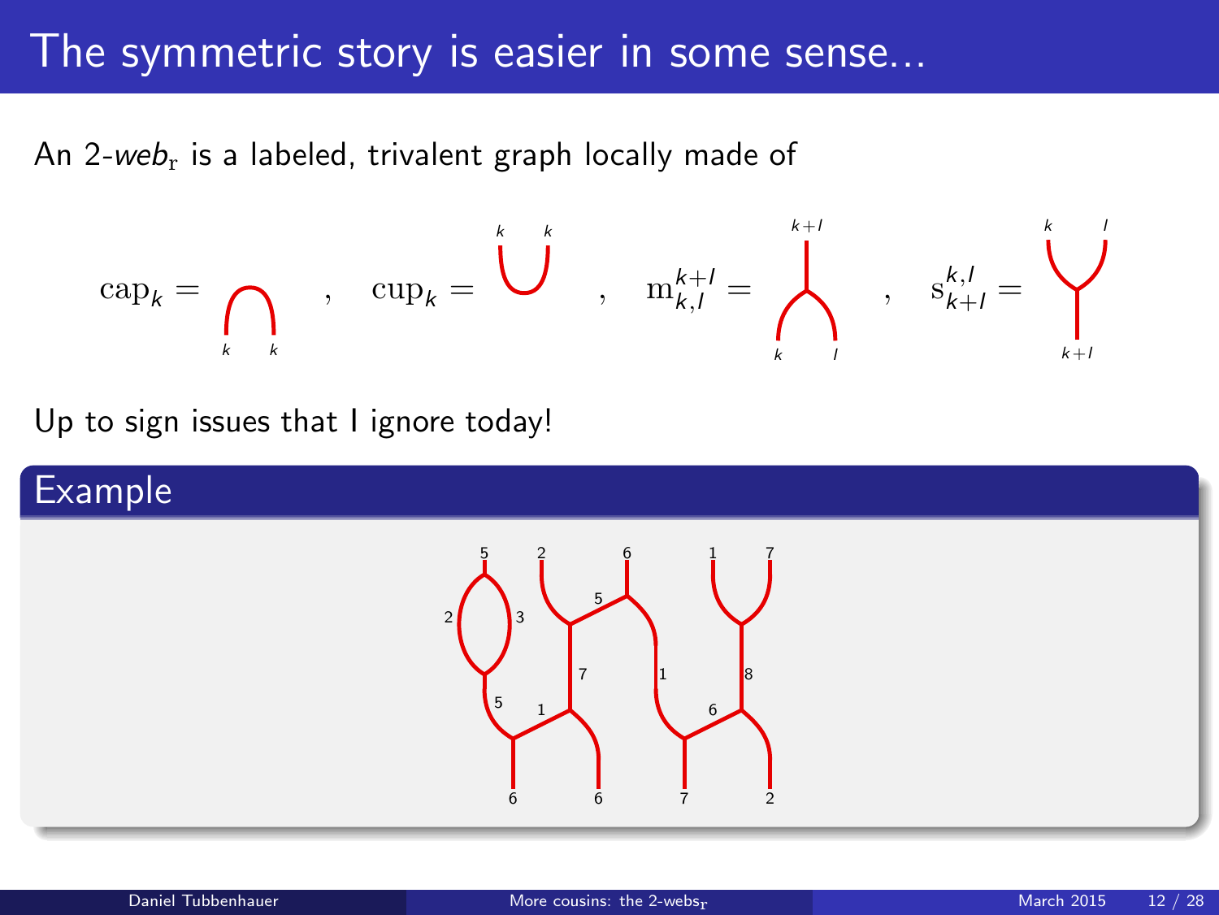# The symmetric story is easier in some sense...

An 2-$web_{\mathrm{r}}$ is a labeled, trivalent graph locally made of

$$\mathrm{cap}_k = \quad , \quad \mathrm{cup}_k = \quad , \quad \mathrm{m}_{k,l}^{k+l} = \quad , \quad \mathrm{s}_{k+l}^{k,l} =$$

Up to sign issues that I ignore today!

## Example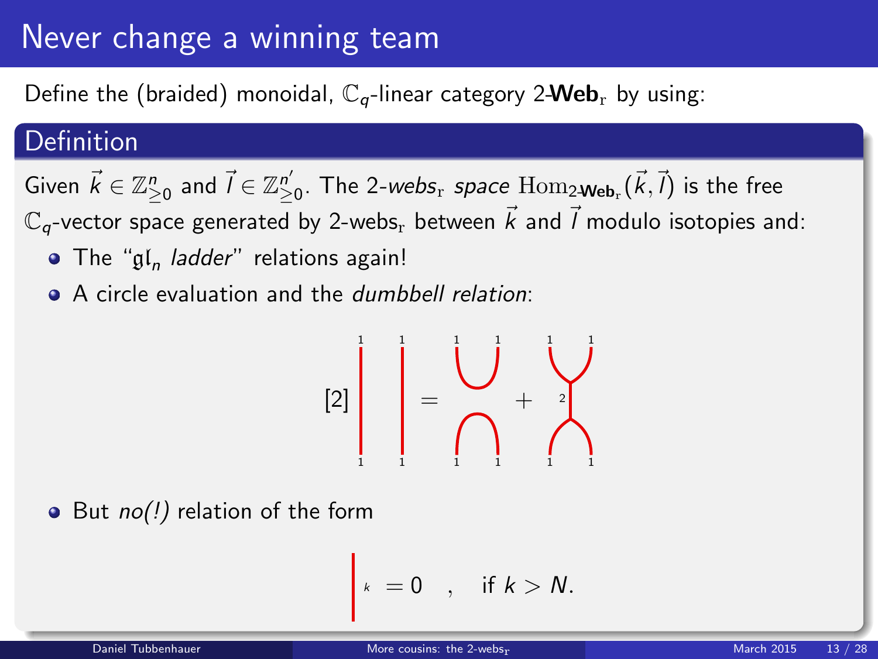# Never change a winning team

Define the (braided) monoidal, $\mathbb{C}_q$-linear category 2-$\mathbf{Web}_{\mathrm{r}}$ by using:

## Definition

Given $\vec{k} \in \mathbb{Z}^n_{\geq 0}$ and $\vec{l} \in \mathbb{Z}^{n'}_{\geq 0}$. The *2-webs*$_{\mathrm{r}}$ *space* $\mathrm{Hom}_{2\text{-}\mathbf{Web}_{\mathrm{r}}}(\vec{k}, \vec{l})$ is the free $\mathbb{C}_q$-vector space generated by 2-webs$_{\mathrm{r}}$ between $\vec{k}$ and $\vec{l}$ modulo isotopies and:

- The "$\mathfrak{gl}_n$ *ladder*" relations again!
- A circle evaluation and the *dumbbell relation*:

$$[2] \; \Big| \;\; \Big| = \;\bigcup\!\!\bigcap\; + \; \text{(dumbbell with middle edge labeled 2)}$$

- But *no(!)* relation of the form

$$\Big|_{k} = 0 \quad , \quad \text{if } k > N.$$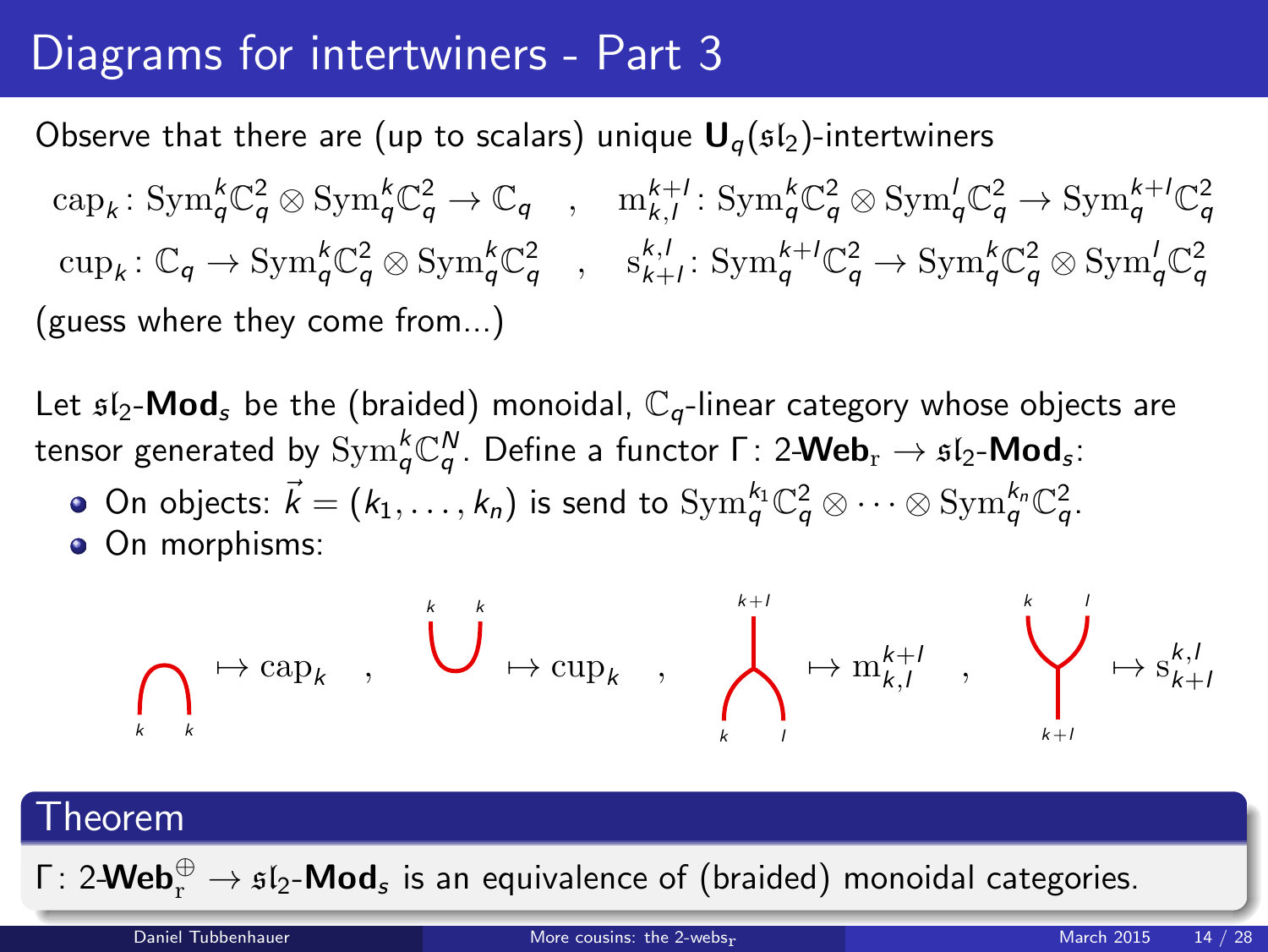# Diagrams for intertwiners - Part 3

Observe that there are (up to scalars) unique $\mathbf{U}_q(\mathfrak{sl}_2)$-intertwiners

$$\mathrm{cap}_k \colon \mathrm{Sym}_q^k\mathbb{C}_q^2 \otimes \mathrm{Sym}_q^k\mathbb{C}_q^2 \to \mathbb{C}_q \quad , \quad \mathrm{m}_{k,l}^{k+l} \colon \mathrm{Sym}_q^k\mathbb{C}_q^2 \otimes \mathrm{Sym}_q^l\mathbb{C}_q^2 \to \mathrm{Sym}_q^{k+l}\mathbb{C}_q^2$$

$$\mathrm{cup}_k \colon \mathbb{C}_q \to \mathrm{Sym}_q^k\mathbb{C}_q^2 \otimes \mathrm{Sym}_q^k\mathbb{C}_q^2 \quad , \quad \mathrm{s}_{k+l}^{k,l} \colon \mathrm{Sym}_q^{k+l}\mathbb{C}_q^2 \to \mathrm{Sym}_q^k\mathbb{C}_q^2 \otimes \mathrm{Sym}_q^l\mathbb{C}_q^2$$

(guess where they come from...)

Let $\mathfrak{sl}_2$-$\mathbf{Mod}_s$ be the (braided) monoidal, $\mathbb{C}_q$-linear category whose objects are tensor generated by $\mathrm{Sym}_q^k\mathbb{C}_q^N$. Define a functor $\Gamma \colon 2\text{-}\mathbf{Web}_{\mathrm{r}} \to \mathfrak{sl}_2\text{-}\mathbf{Mod}_s$:

- On objects: $\vec{k} = (k_1, \ldots, k_n)$ is send to $\mathrm{Sym}_q^{k_1}\mathbb{C}_q^2 \otimes \cdots \otimes \mathrm{Sym}_q^{k_n}\mathbb{C}_q^2$.
- On morphisms:

(cap with bottom ends $k$, $k$) $\mapsto \mathrm{cap}_k$ , (cup with top ends $k$, $k$) $\mapsto \mathrm{cup}_k$ , (merge: bottom $k$, $l$, top $k+l$) $\mapsto \mathrm{m}_{k,l}^{k+l}$ , (split: bottom $k+l$, top $k$, $l$) $\mapsto \mathrm{s}_{k+l}^{k,l}$

**Theorem**

$\Gamma \colon 2\text{-}\mathbf{Web}_{\mathrm{r}}^{\oplus} \to \mathfrak{sl}_2\text{-}\mathbf{Mod}_s$ is an equivalence of (braided) monoidal categories.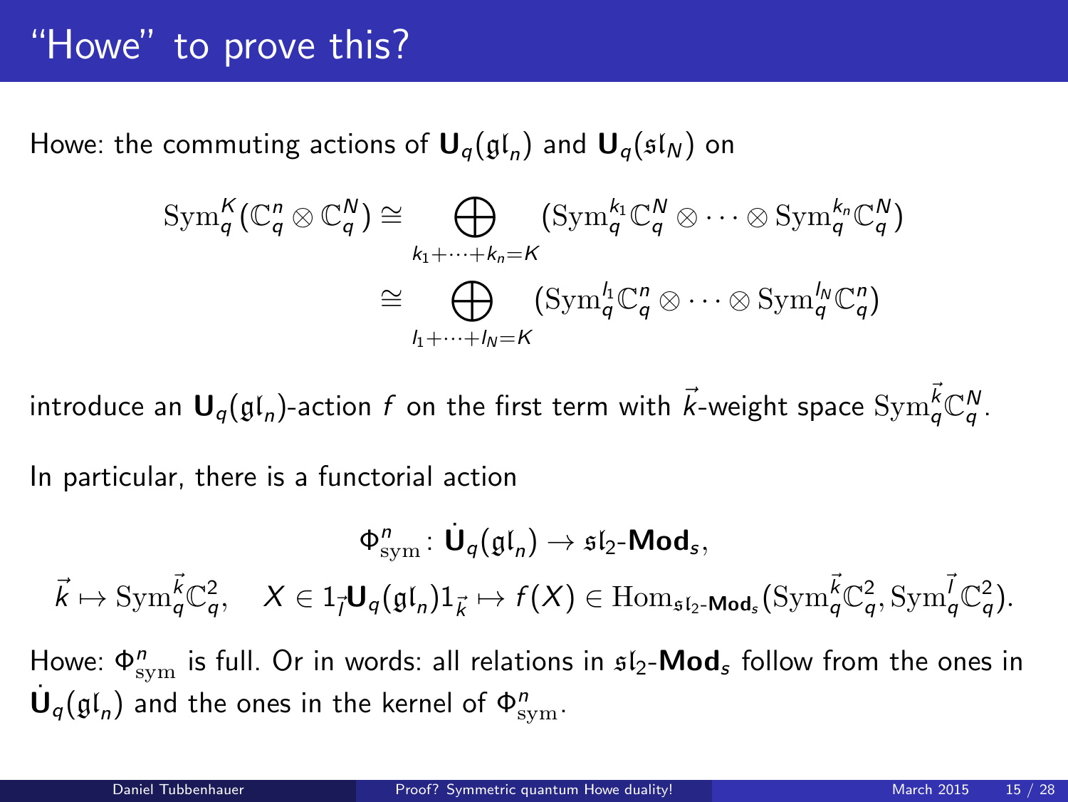# "Howe" to prove this?

Howe: the commuting actions of $\mathbf{U}_q(\mathfrak{gl}_n)$ and $\mathbf{U}_q(\mathfrak{sl}_N)$ on

$$\mathrm{Sym}_q^K(\mathbb{C}_q^n \otimes \mathbb{C}_q^N) \cong \bigoplus_{k_1+\cdots+k_n=K} (\mathrm{Sym}_q^{k_1}\mathbb{C}_q^N \otimes \cdots \otimes \mathrm{Sym}_q^{k_n}\mathbb{C}_q^N)$$

$$\cong \bigoplus_{l_1+\cdots+l_N=K} (\mathrm{Sym}_q^{l_1}\mathbb{C}_q^n \otimes \cdots \otimes \mathrm{Sym}_q^{l_N}\mathbb{C}_q^n)$$

introduce an $\mathbf{U}_q(\mathfrak{gl}_n)$-action $f$ on the first term with $\vec{k}$-weight space $\mathrm{Sym}_q^{\vec{k}}\mathbb{C}_q^N$.

In particular, there is a functorial action

$$\Phi^n_{\mathrm{sym}} \colon \dot{\mathbf{U}}_q(\mathfrak{gl}_n) \to \mathfrak{sl}_2\text{-}\mathbf{Mod}_s,$$

$$\vec{k} \mapsto \mathrm{Sym}_q^{\vec{k}}\mathbb{C}_q^2, \quad X \in 1_{\vec{l}}\mathbf{U}_q(\mathfrak{gl}_n)1_{\vec{k}} \mapsto f(X) \in \mathrm{Hom}_{\mathfrak{sl}_2\text{-}\mathbf{Mod}_s}(\mathrm{Sym}_q^{\vec{k}}\mathbb{C}_q^2, \mathrm{Sym}_q^{\vec{l}}\mathbb{C}_q^2).$$

Howe: $\Phi^n_{\mathrm{sym}}$ is full. Or in words: all relations in $\mathfrak{sl}_2$-$\mathbf{Mod}_s$ follow from the ones in $\dot{\mathbf{U}}_q(\mathfrak{gl}_n)$ and the ones in the kernel of $\Phi^n_{\mathrm{sym}}$.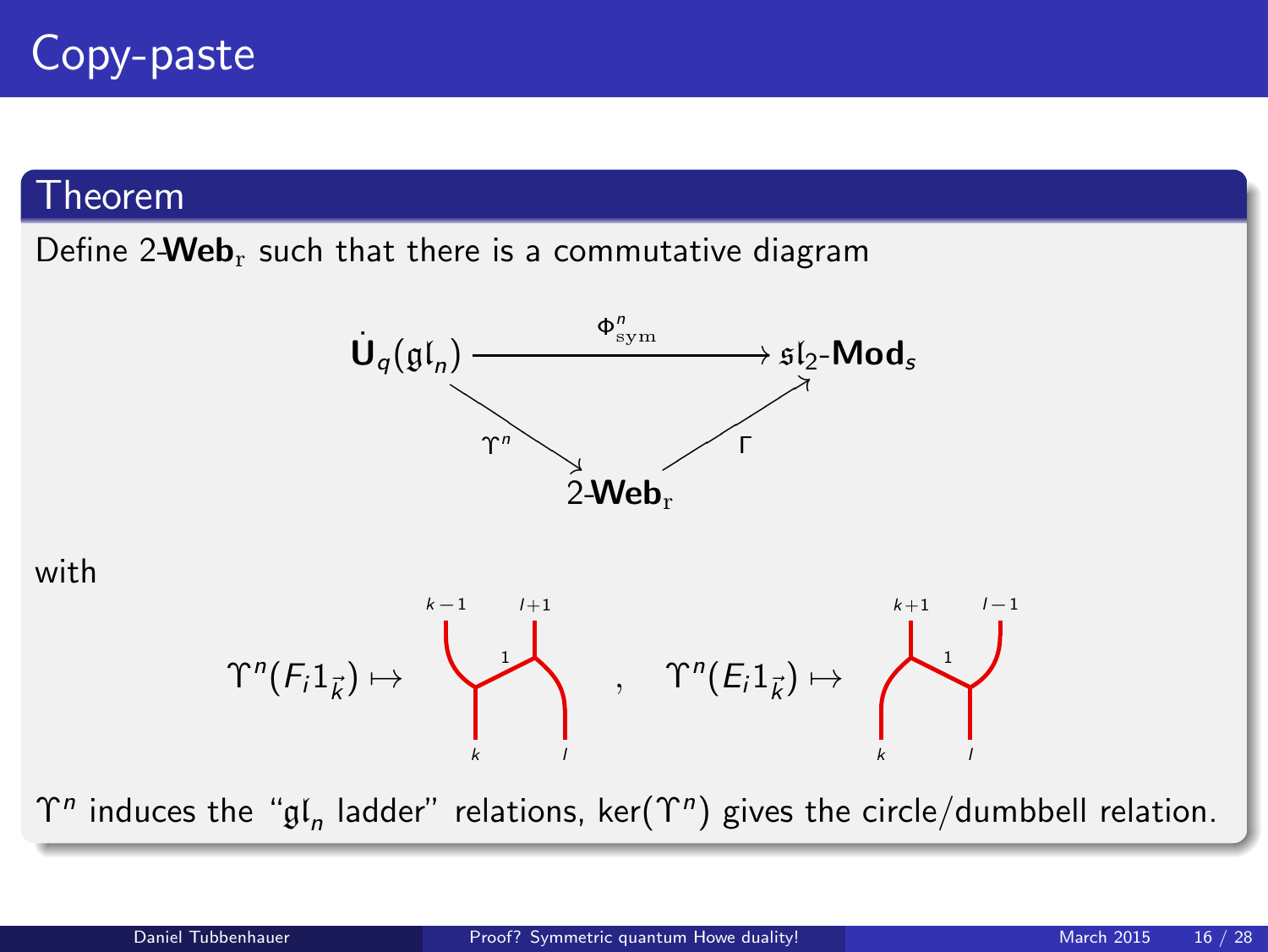# Copy-paste

## Theorem

Define 2-$\mathbf{Web}_{\mathrm{r}}$ such that there is a commutative diagram

$$\dot{\mathbf{U}}_q(\mathfrak{gl}_n) \xrightarrow{\Phi^n_{\mathrm{sym}}} \mathfrak{sl}_2\text{-}\mathbf{Mod}_s, \quad \Upsilon^n : \dot{\mathbf{U}}_q(\mathfrak{gl}_n) \to 2\text{-}\mathbf{Web}_{\mathrm{r}}, \quad \Gamma : 2\text{-}\mathbf{Web}_{\mathrm{r}} \to \mathfrak{sl}_2\text{-}\mathbf{Mod}_s$$

with

$\Upsilon^n(F_i 1_{\vec{k}}) \mapsto$ (ladder web: bottom $k$, $l$; rung $1$; top $k-1$, $l+1$), $\Upsilon^n(E_i 1_{\vec{k}}) \mapsto$ (ladder web: bottom $k$, $l$; rung $1$; top $k+1$, $l-1$)

$\Upsilon^n$ induces the "$\mathfrak{gl}_n$ ladder" relations, $\ker(\Upsilon^n)$ gives the circle/dumbbell relation.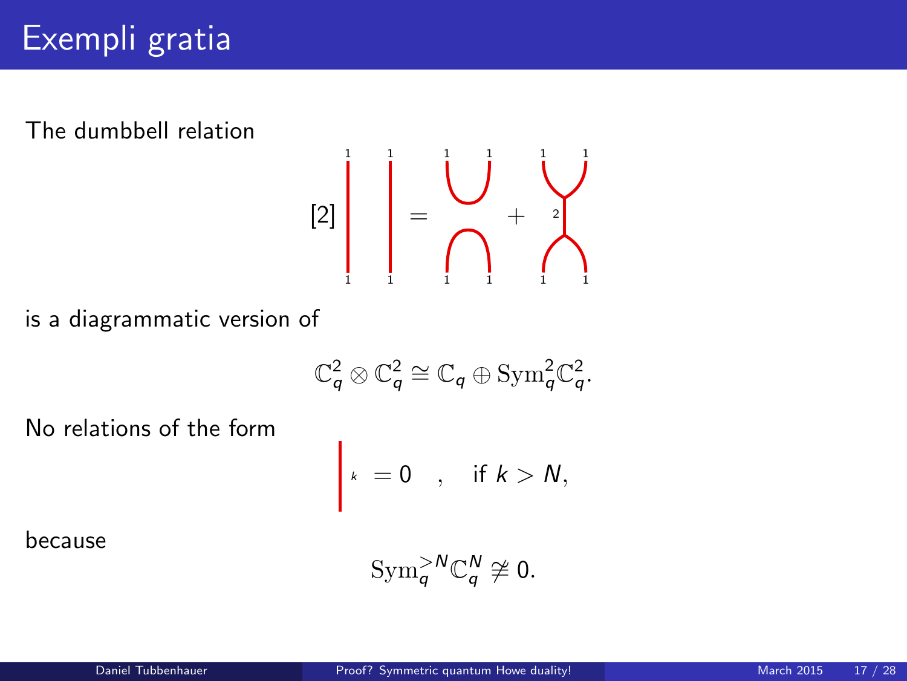# Exempli gratia

The dumbbell relation

$$[2]\ \Big|_{1}^{1}\ \Big|_{1}^{1} = \begin{smallmatrix} 1 \smile 1 \\ 1 \frown 1 \end{smallmatrix} + \begin{smallmatrix} 1 \ \ \ 1 \\ \curlyvee \\ |\,2 \\ \curlywedge \\ 1 \ \ \ 1 \end{smallmatrix}$$

is a diagrammatic version of

$$\mathbb{C}_q^2 \otimes \mathbb{C}_q^2 \cong \mathbb{C}_q \oplus \mathrm{Sym}_q^2 \mathbb{C}_q^2.$$

No relations of the form

$$\Big|_{k} = 0 \quad , \quad \text{if } k > N,$$

because

$$\mathrm{Sym}_q^{>N} \mathbb{C}_q^N \not\cong 0.$$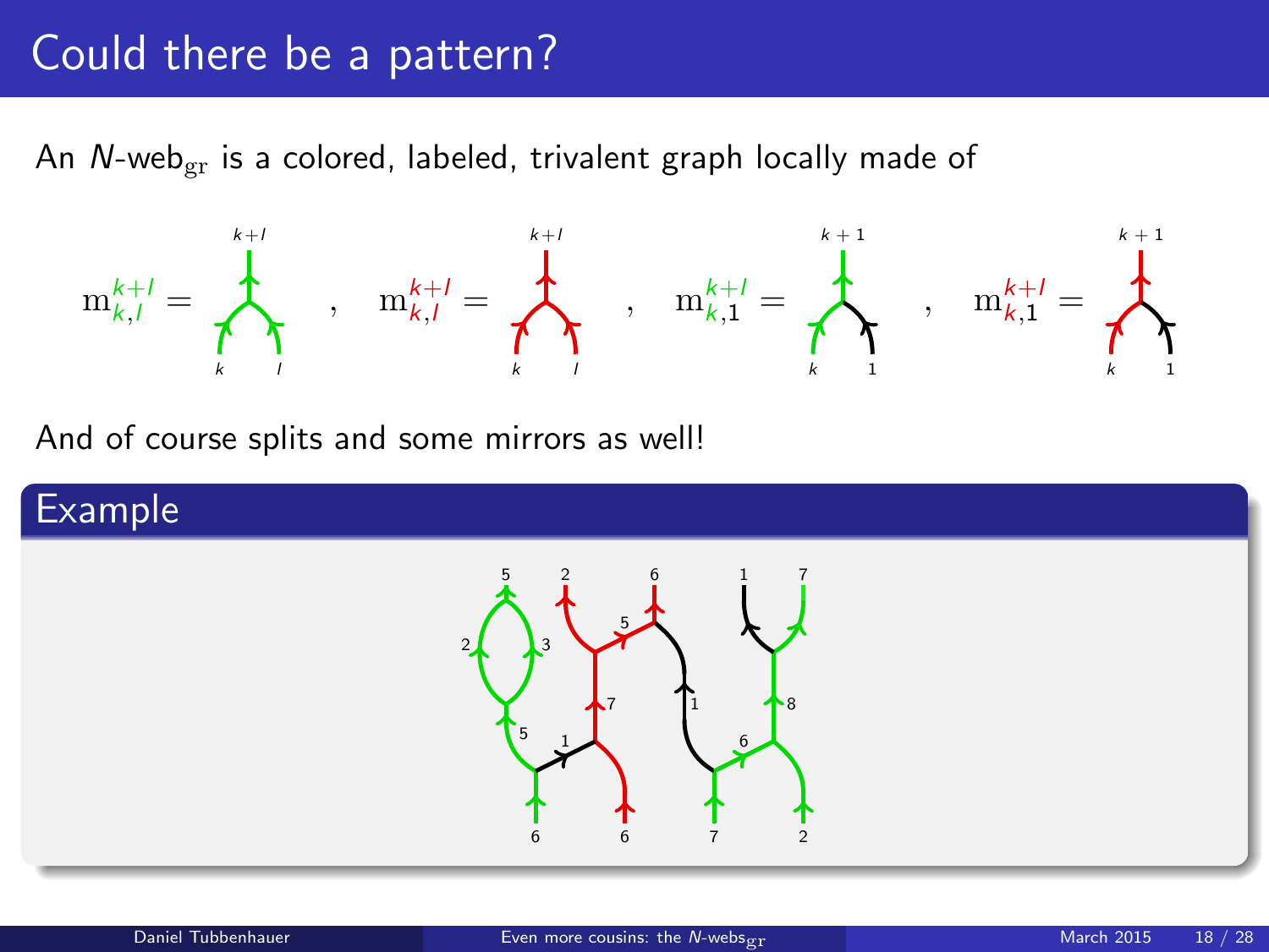# Could there be a pattern?

An $N$-web$_{\mathrm{gr}}$ is a colored, labeled, trivalent graph locally made of

$$\mathrm{m}^{k+l}_{k,l} = \quad , \quad \mathrm{m}^{k+l}_{k,l} = \quad , \quad \mathrm{m}^{k+l}_{k,1} = \quad , \quad \mathrm{m}^{k+l}_{k,1} =$$

And of course splits and some mirrors as well!

## Example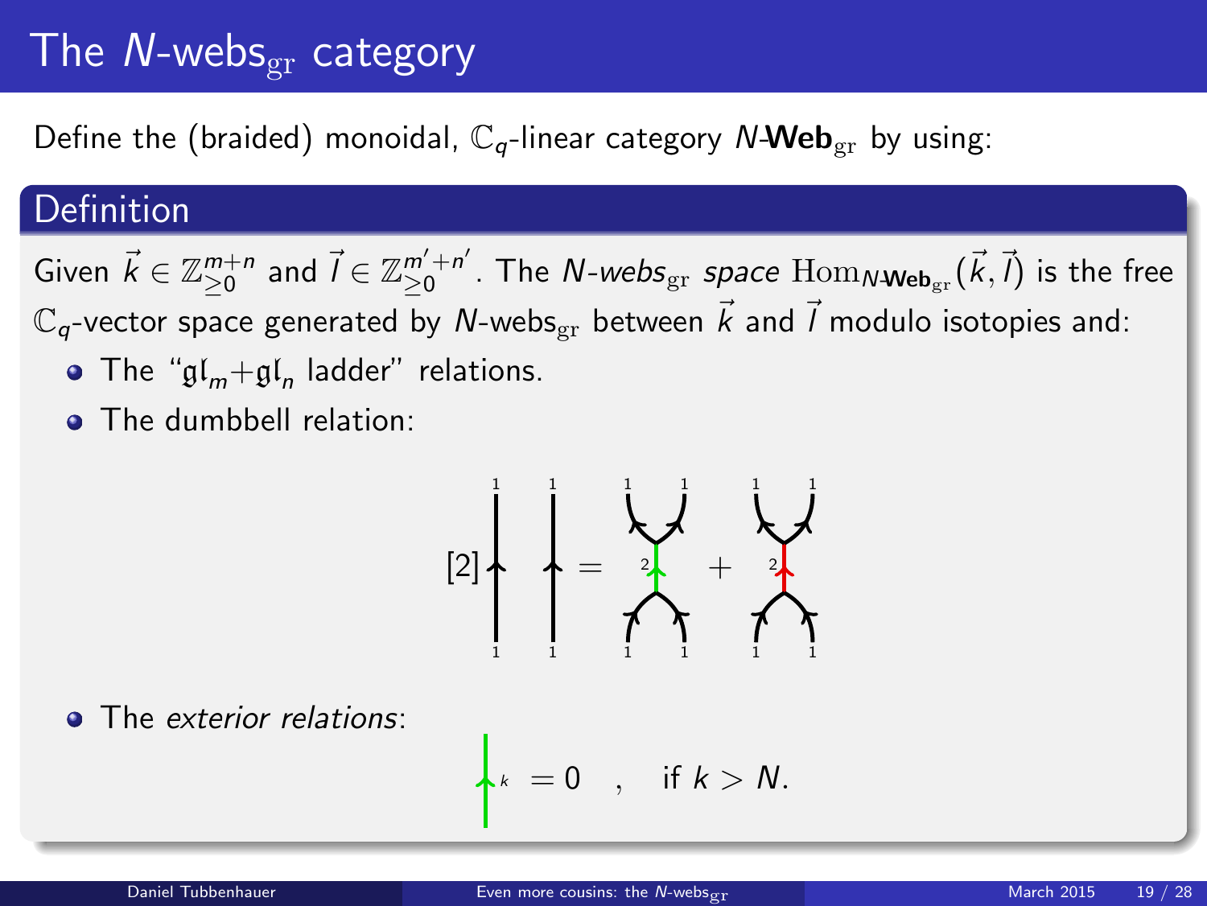# The $N$-webs$_{\mathrm{gr}}$ category

Define the (braided) monoidal, $\mathbb{C}_q$-linear category $N$-**Web**$_{\mathrm{gr}}$ by using:

## Definition

Given $\vec{k} \in \mathbb{Z}_{\geq 0}^{m+n}$ and $\vec{l} \in \mathbb{Z}_{\geq 0}^{m'+n'}$. The *$N$-webs$_{\mathrm{gr}}$ space* $\mathrm{Hom}_{N\text{-}\mathbf{Web}_{\mathrm{gr}}}(\vec{k}, \vec{l})$ is the free $\mathbb{C}_q$-vector space generated by $N$-webs$_{\mathrm{gr}}$ between $\vec{k}$ and $\vec{l}$ modulo isotopies and:

- The "$\mathfrak{gl}_m + \mathfrak{gl}_n$ ladder" relations.
- The dumbbell relation:

$$[2] \;\text{(two parallel upward strands labeled } 1\text{)} = \text{(two strands labeled } 1 \text{ merging into a green edge labeled } 2 \text{, then splitting)} + \text{(two strands labeled } 1 \text{ merging into a red edge labeled } 2 \text{, then splitting)}$$

- The *exterior relations*:

$$\text{(green upward strand labeled } k\text{)} = 0 \quad , \quad \text{if } k > N.$$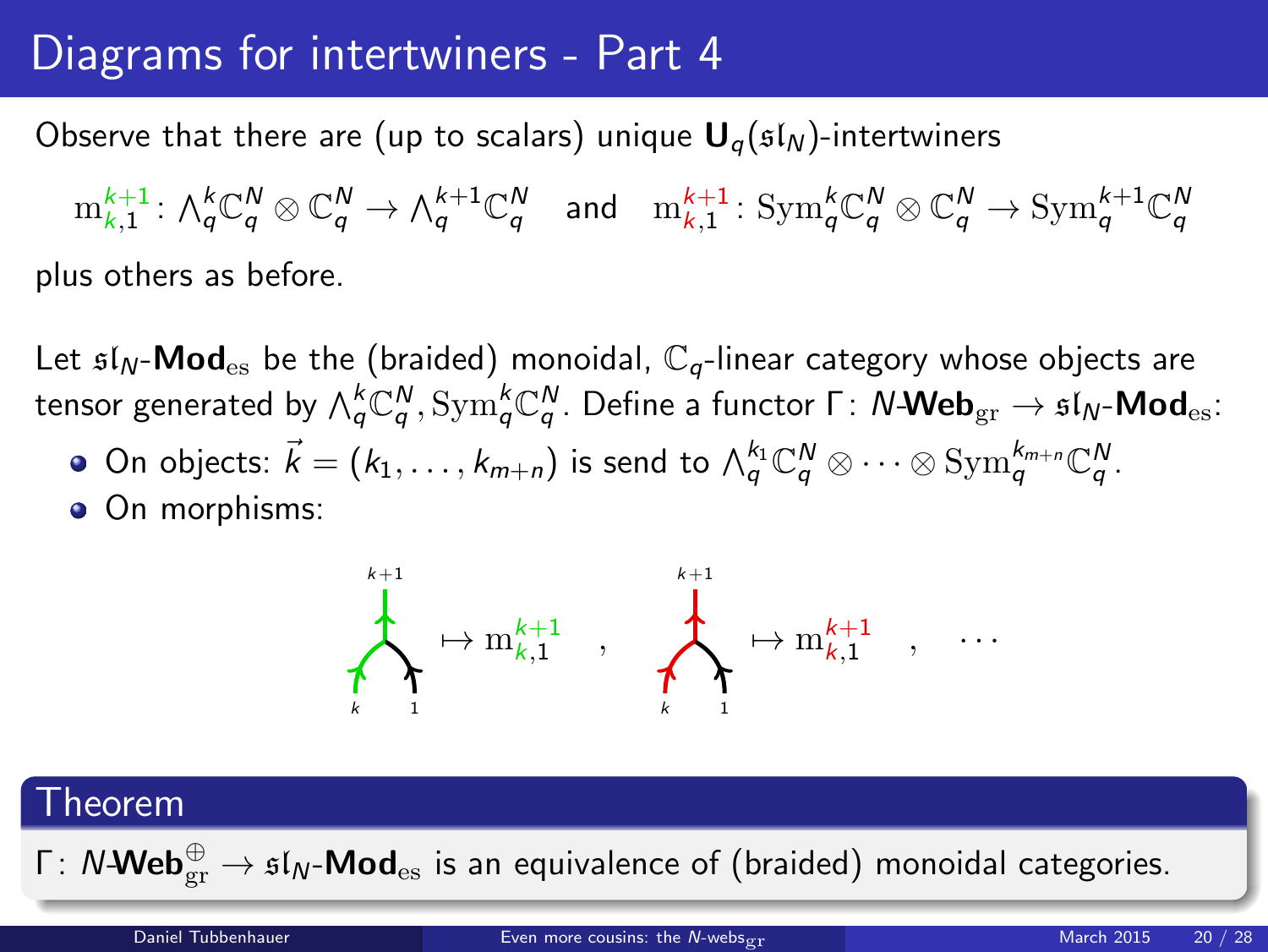# Diagrams for intertwiners - Part 4

Observe that there are (up to scalars) unique $\mathbf{U}_q(\mathfrak{sl}_N)$-intertwiners

$$\mathrm{m}_{k,1}^{k+1}\colon \textstyle\bigwedge_q^k \mathbb{C}_q^N \otimes \mathbb{C}_q^N \to \textstyle\bigwedge_q^{k+1}\mathbb{C}_q^N \quad \text{and} \quad \mathrm{m}_{k,1}^{k+1}\colon \mathrm{Sym}_q^k \mathbb{C}_q^N \otimes \mathbb{C}_q^N \to \mathrm{Sym}_q^{k+1}\mathbb{C}_q^N$$

plus others as before.

Let $\mathfrak{sl}_N$-$\mathbf{Mod}_{\mathrm{es}}$ be the (braided) monoidal, $\mathbb{C}_q$-linear category whose objects are tensor generated by $\bigwedge_q^k \mathbb{C}_q^N, \mathrm{Sym}_q^k \mathbb{C}_q^N$. Define a functor $\Gamma\colon N\text{-}\mathbf{Web}_{\mathrm{gr}} \to \mathfrak{sl}_N\text{-}\mathbf{Mod}_{\mathrm{es}}$:

- On objects: $\vec{k} = (k_1, \dots, k_{m+n})$ is send to $\bigwedge_q^{k_1}\mathbb{C}_q^N \otimes \cdots \otimes \mathrm{Sym}_q^{k_{m+n}}\mathbb{C}_q^N$.
- On morphisms:

$$(\text{merge } k,1 \to k+1) \mapsto \mathrm{m}_{k,1}^{k+1} \quad , \quad (\text{merge } k,1 \to k+1) \mapsto \mathrm{m}_{k,1}^{k+1} \quad , \quad \cdots$$

## Theorem

$\Gamma\colon N\text{-}\mathbf{Web}_{\mathrm{gr}}^{\oplus} \to \mathfrak{sl}_N\text{-}\mathbf{Mod}_{\mathrm{es}}$ is an equivalence of (braided) monoidal categories.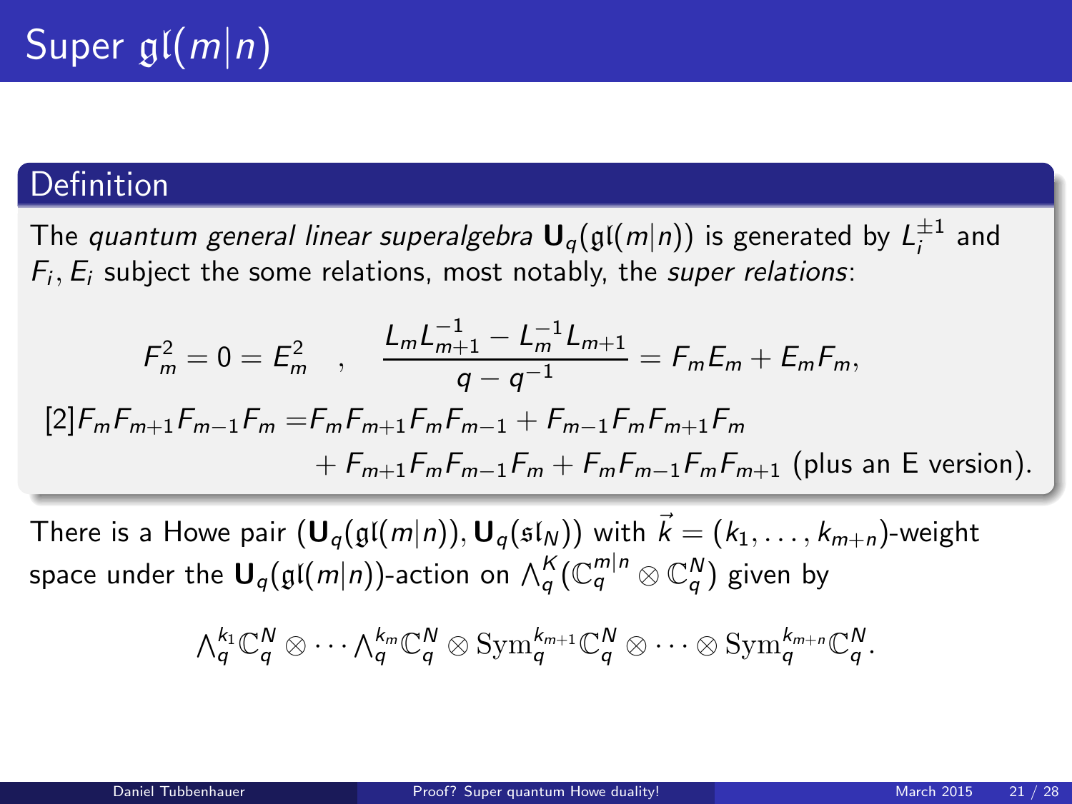# Super $\mathfrak{gl}(m|n)$

## Definition

The *quantum general linear superalgebra* $\mathbf{U}_q(\mathfrak{gl}(m|n))$ is generated by $L_i^{\pm 1}$ and $F_i, E_i$ subject the some relations, most notably, the *super relations*:

$$F_m^2 = 0 = E_m^2 \quad , \quad \frac{L_m L_{m+1}^{-1} - L_m^{-1} L_{m+1}}{q - q^{-1}} = F_m E_m + E_m F_m,$$

$$[2] F_m F_{m+1} F_{m-1} F_m = F_m F_{m+1} F_m F_{m-1} + F_{m-1} F_m F_{m+1} F_m + F_{m+1} F_m F_{m-1} F_m + F_m F_{m-1} F_m F_{m+1} \text{ (plus an E version).}$$

There is a Howe pair $(\mathbf{U}_q(\mathfrak{gl}(m|n)), \mathbf{U}_q(\mathfrak{sl}_N))$ with $\vec{k} = (k_1, \ldots, k_{m+n})$-weight space under the $\mathbf{U}_q(\mathfrak{gl}(m|n))$-action on $\bigwedge_q^K(\mathbb{C}_q^{m|n} \otimes \mathbb{C}_q^N)$ given by

$$\textstyle\bigwedge_q^{k_1} \mathbb{C}_q^N \otimes \cdots \bigwedge_q^{k_m} \mathbb{C}_q^N \otimes \mathrm{Sym}_q^{k_{m+1}} \mathbb{C}_q^N \otimes \cdots \otimes \mathrm{Sym}_q^{k_{m+n}} \mathbb{C}_q^N.$$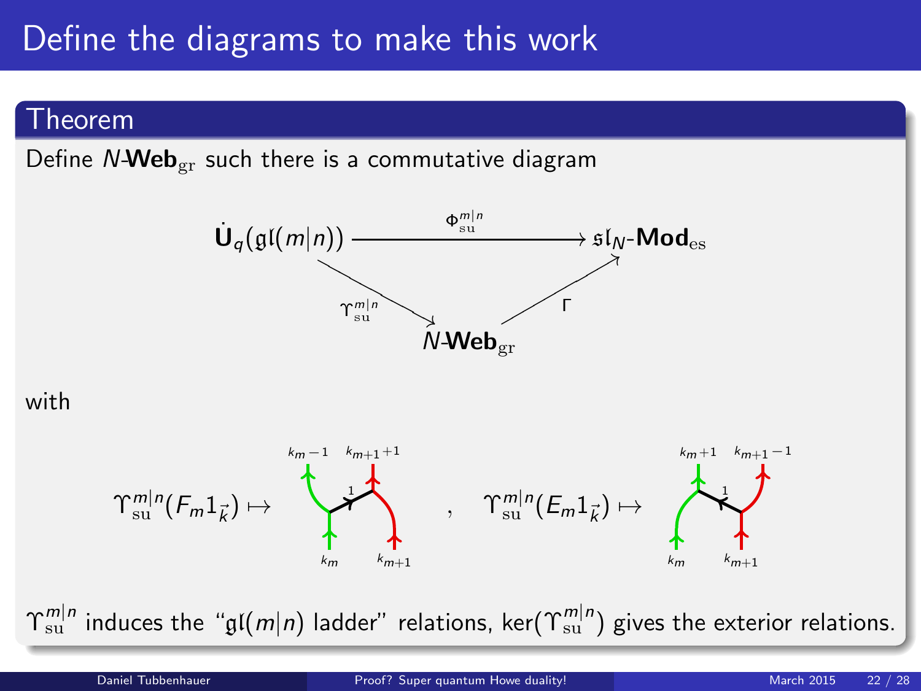# Define the diagrams to make this work

## Theorem

Define $N$-$\mathbf{Web}_{\mathrm{gr}}$ such there is a commutative diagram

$$\begin{array}{ccc} \dot{\mathbf{U}}_q(\mathfrak{gl}(m|n)) & \xrightarrow{\Phi^{m|n}_{\mathrm{su}}} & \mathfrak{sl}_N\text{-}\mathbf{Mod}_{\mathrm{es}} \\ & \searrow^{\Upsilon^{m|n}_{\mathrm{su}}} \quad \nearrow^{\Gamma} & \\ & N\text{-}\mathbf{Web}_{\mathrm{gr}} & \end{array}$$

with

$\Upsilon^{m|n}_{\mathrm{su}}(F_m 1_{\vec{k}}) \mapsto$ (web diagram: bottom labels $k_m$, $k_{m+1}$; top labels $k_m - 1$, $k_{m+1}+1$; middle edge labeled $1$) , $\quad \Upsilon^{m|n}_{\mathrm{su}}(E_m 1_{\vec{k}}) \mapsto$ (web diagram: bottom labels $k_m$, $k_{m+1}$; top labels $k_m+1$, $k_{m+1}-1$; middle edge labeled $1$)

$\Upsilon^{m|n}_{\mathrm{su}}$ induces the "$\mathfrak{gl}(m|n)$ ladder" relations, $\ker(\Upsilon^{m|n}_{\mathrm{su}})$ gives the exterior relations.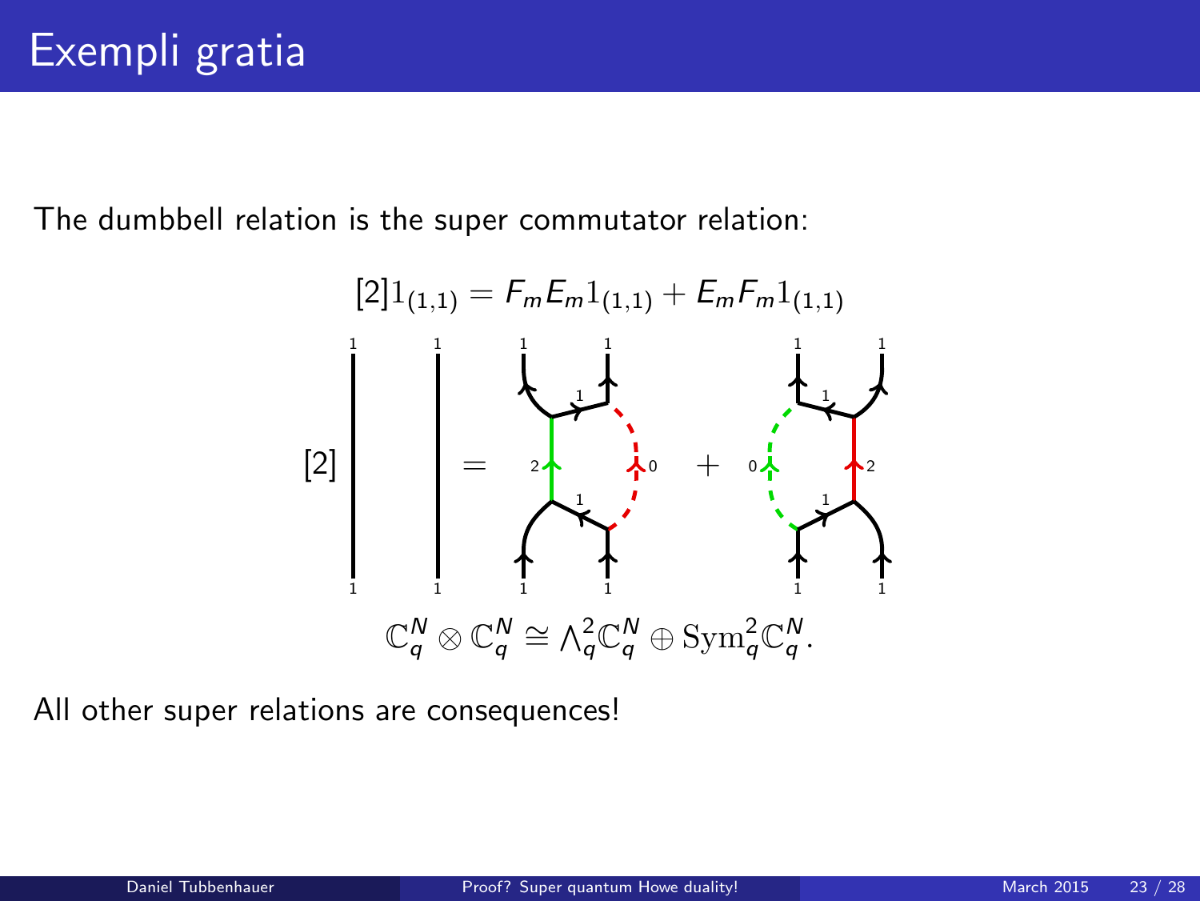# Exempli gratia

The dumbbell relation is the super commutator relation:

$$[2]1_{(1,1)} = F_m E_m 1_{(1,1)} + E_m F_m 1_{(1,1)}$$

$$\mathbb{C}_q^N \otimes \mathbb{C}_q^N \cong \Lambda_q^2 \mathbb{C}_q^N \oplus \mathrm{Sym}_q^2 \mathbb{C}_q^N.$$

All other super relations are consequences!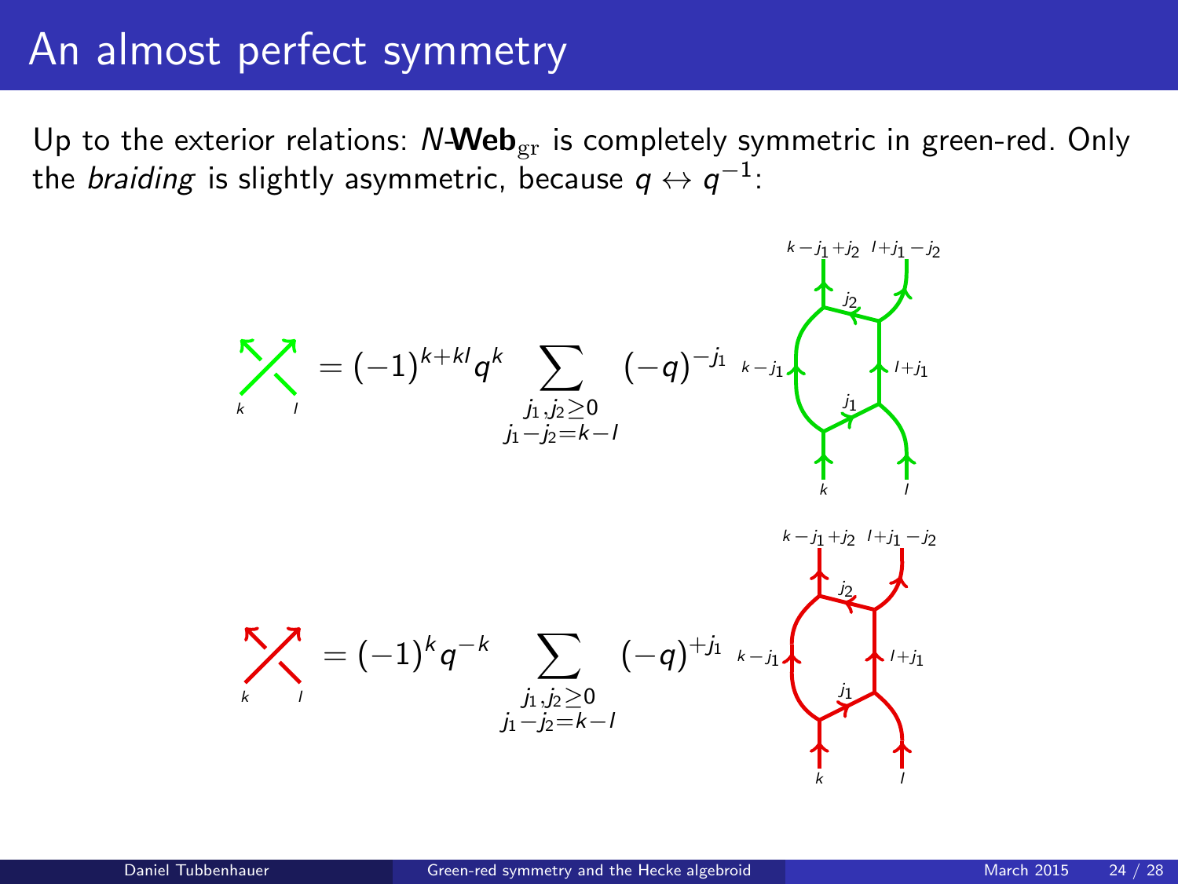# An almost perfect symmetry

Up to the exterior relations: $N$-$\mathbf{Web}_{\mathrm{gr}}$ is completely symmetric in green-red. Only the *braiding* is slightly asymmetric, because $q \leftrightarrow q^{-1}$:

$$= (-1)^{k+kl} q^{k} \sum_{\substack{j_1, j_2 \geq 0 \\ j_1 - j_2 = k - l}} (-q)^{-j_1}$$

$$= (-1)^{k} q^{-k} \sum_{\substack{j_1, j_2 \geq 0 \\ j_1 - j_2 = k - l}} (-q)^{+j_1}$$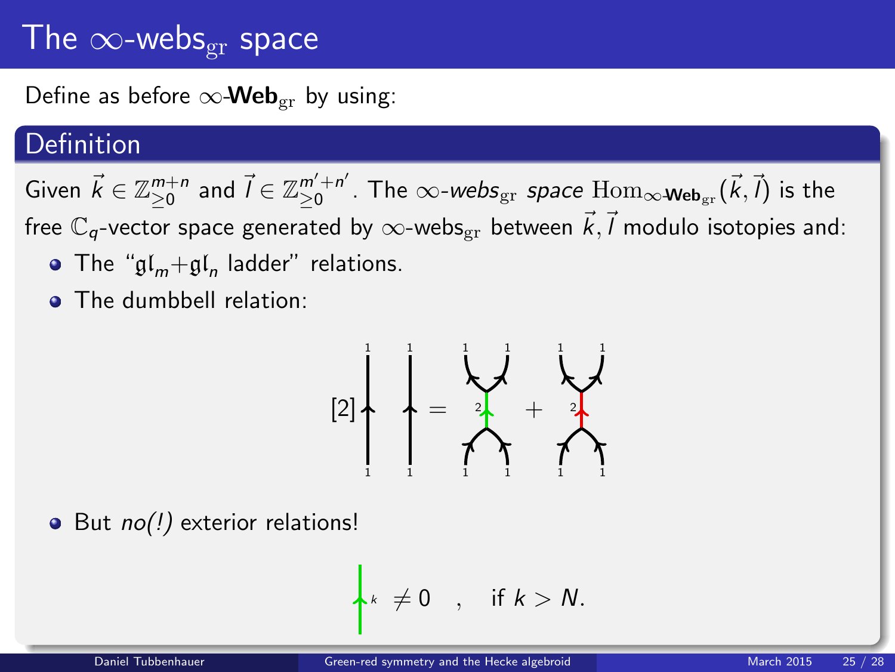# The $\infty$-webs$_{\mathrm{gr}}$ space

Define as before $\infty$-**Web**$_{\mathrm{gr}}$ by using:

## Definition

Given $\vec{k} \in \mathbb{Z}_{\geq 0}^{m+n}$ and $\vec{l} \in \mathbb{Z}_{\geq 0}^{m'+n'}$. The $\infty$-*webs*$_{\mathrm{gr}}$ *space* $\mathrm{Hom}_{\infty\text{-}\mathbf{Web}_{\mathrm{gr}}}(\vec{k}, \vec{l})$ is the free $\mathbb{C}_q$-vector space generated by $\infty$-webs$_{\mathrm{gr}}$ between $\vec{k}, \vec{l}$ modulo isotopies and:

- The "$\mathfrak{gl}_m + \mathfrak{gl}_n$ ladder" relations.
- The dumbbell relation:

$$[2] \; \uparrow_1 \; \uparrow_1 \; = \; (\text{merge-split through green edge labeled } 2) \; + \; (\text{merge-split through red edge labeled } 2)$$

- But *no(!)* exterior relations!

$$\uparrow_k \neq 0 \quad , \quad \text{if } k > N.$$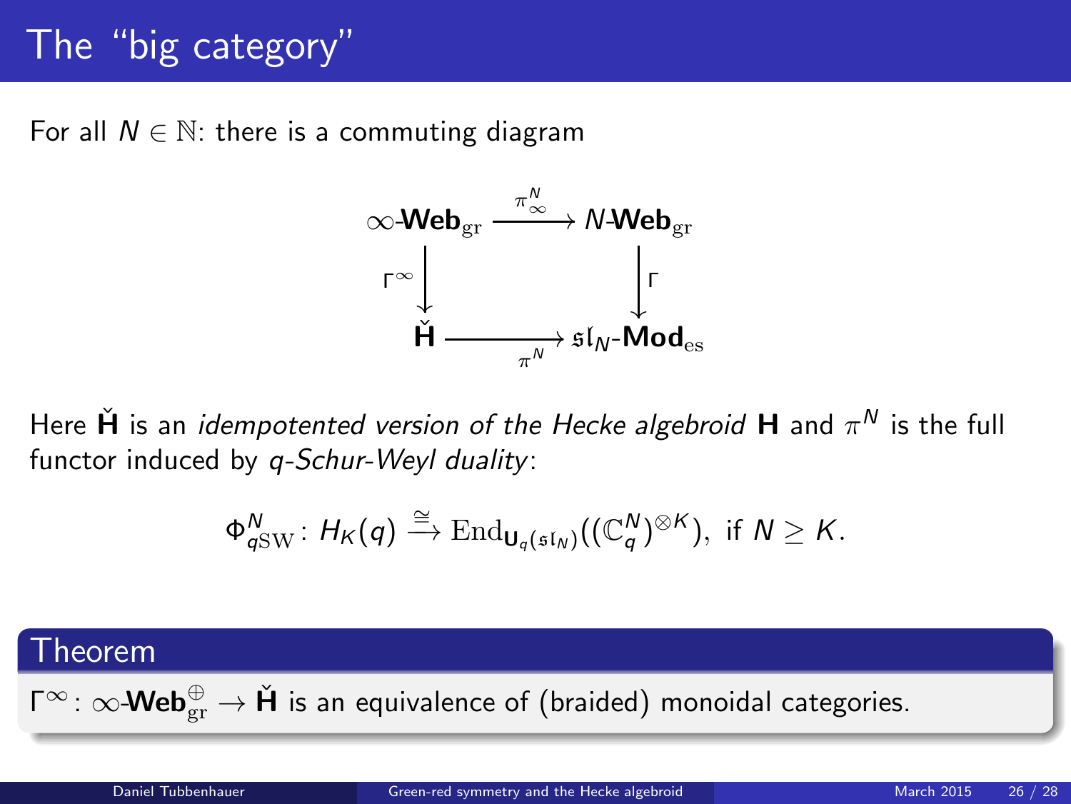# The "big category"

For all $N \in \mathbb{N}$: there is a commuting diagram

$$
\begin{array}{ccc}
\infty\text{-}\mathbf{Web}_{\mathrm{gr}} & \xrightarrow{\pi^N_\infty} & N\text{-}\mathbf{Web}_{\mathrm{gr}} \\
\Gamma^\infty \downarrow & & \downarrow \Gamma \\
\check{\mathbf{H}} & \xrightarrow[\pi^N]{} & \mathfrak{sl}_N\text{-}\mathbf{Mod}_{\mathrm{es}}
\end{array}
$$

Here $\check{\mathbf{H}}$ is an *idempotented version of the Hecke algebroid* $\mathbf{H}$ and $\pi^N$ is the full functor induced by *q-Schur-Weyl duality*:

$$\Phi^N_{q\mathrm{SW}} \colon H_K(q) \xrightarrow{\cong} \mathrm{End}_{\mathbf{U}_q(\mathfrak{sl}_N)}((\mathbb{C}^N_q)^{\otimes K}), \text{ if } N \geq K.$$

**Theorem**

$\Gamma^\infty \colon \infty\text{-}\mathbf{Web}^{\oplus}_{\mathrm{gr}} \to \check{\mathbf{H}}$ is an equivalence of (braided) monoidal categories.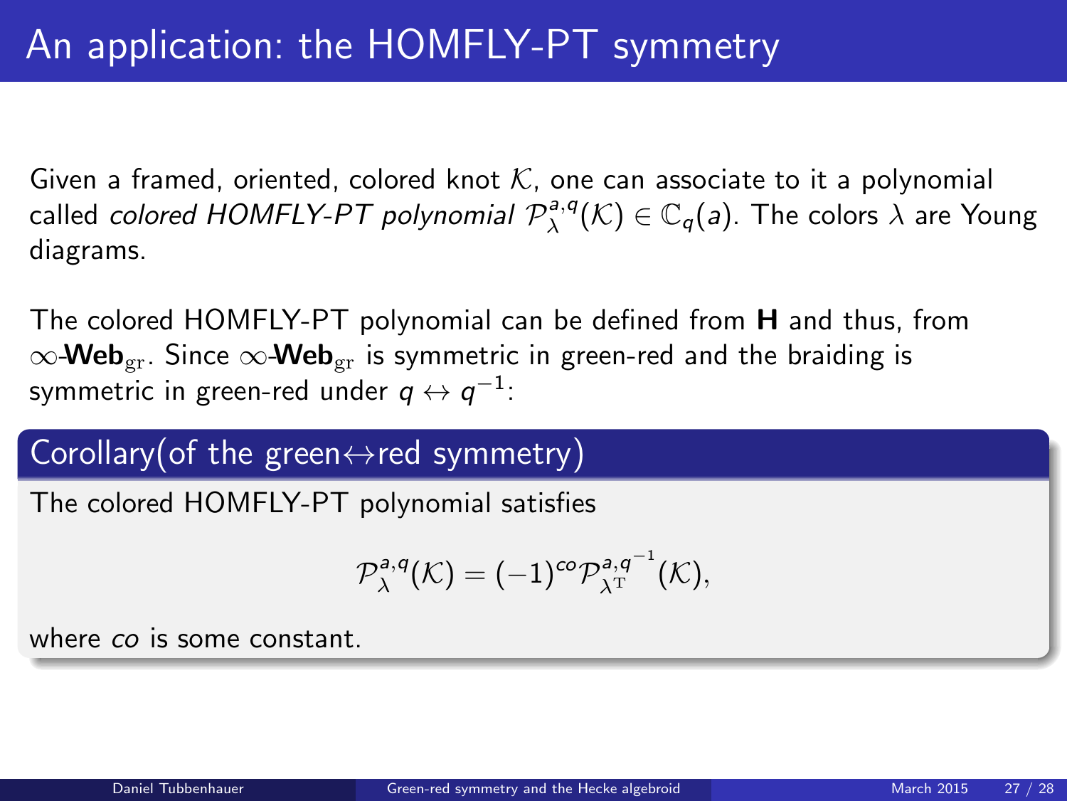# An application: the HOMFLY-PT symmetry

Given a framed, oriented, colored knot $\mathcal{K}$, one can associate to it a polynomial called *colored HOMFLY-PT polynomial* $\mathcal{P}_{\lambda}^{a,q}(\mathcal{K}) \in \mathbb{C}_q(a)$. The colors $\lambda$ are Young diagrams.

The colored HOMFLY-PT polynomial can be defined from **H** and thus, from $\infty$-$\mathbf{Web}_{\mathrm{gr}}$. Since $\infty$-$\mathbf{Web}_{\mathrm{gr}}$ is symmetric in green-red and the braiding is symmetric in green-red under $q \leftrightarrow q^{-1}$:

**Corollary(of the green$\leftrightarrow$red symmetry)**

The colored HOMFLY-PT polynomial satisfies

$$\mathcal{P}_{\lambda}^{a,q}(\mathcal{K}) = (-1)^{co} \mathcal{P}_{\lambda^{\mathrm{T}}}^{a,q^{-1}}(\mathcal{K}),$$

where *co* is some constant.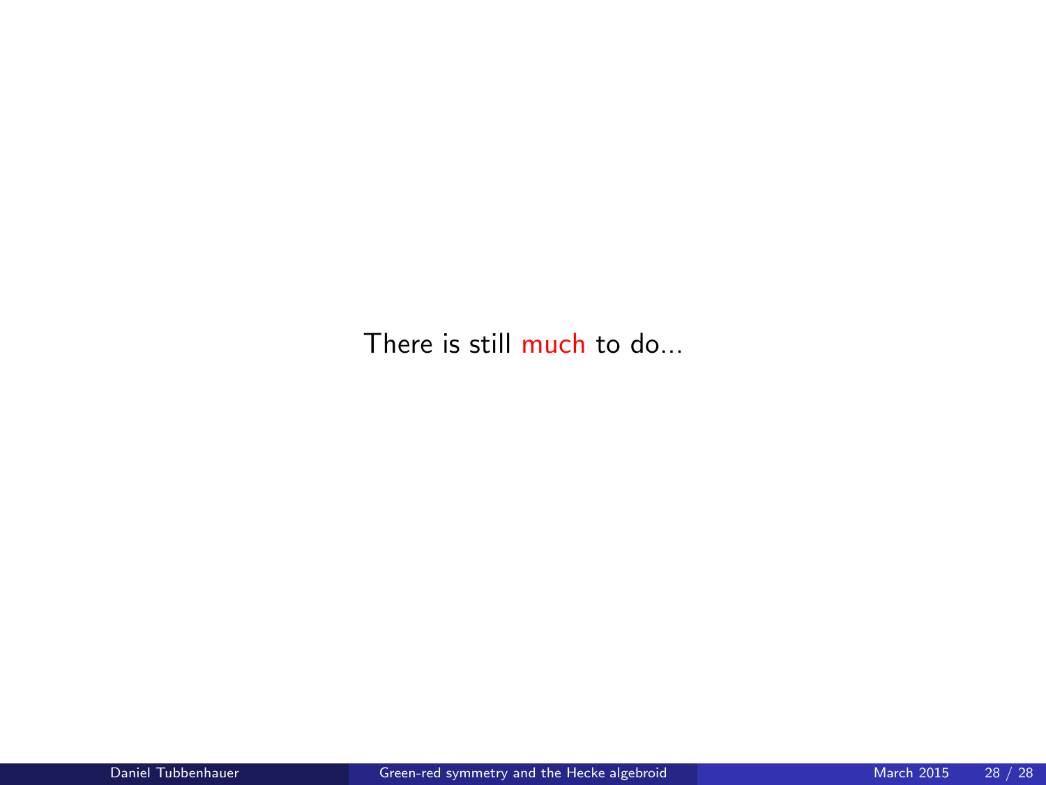There is still much to do...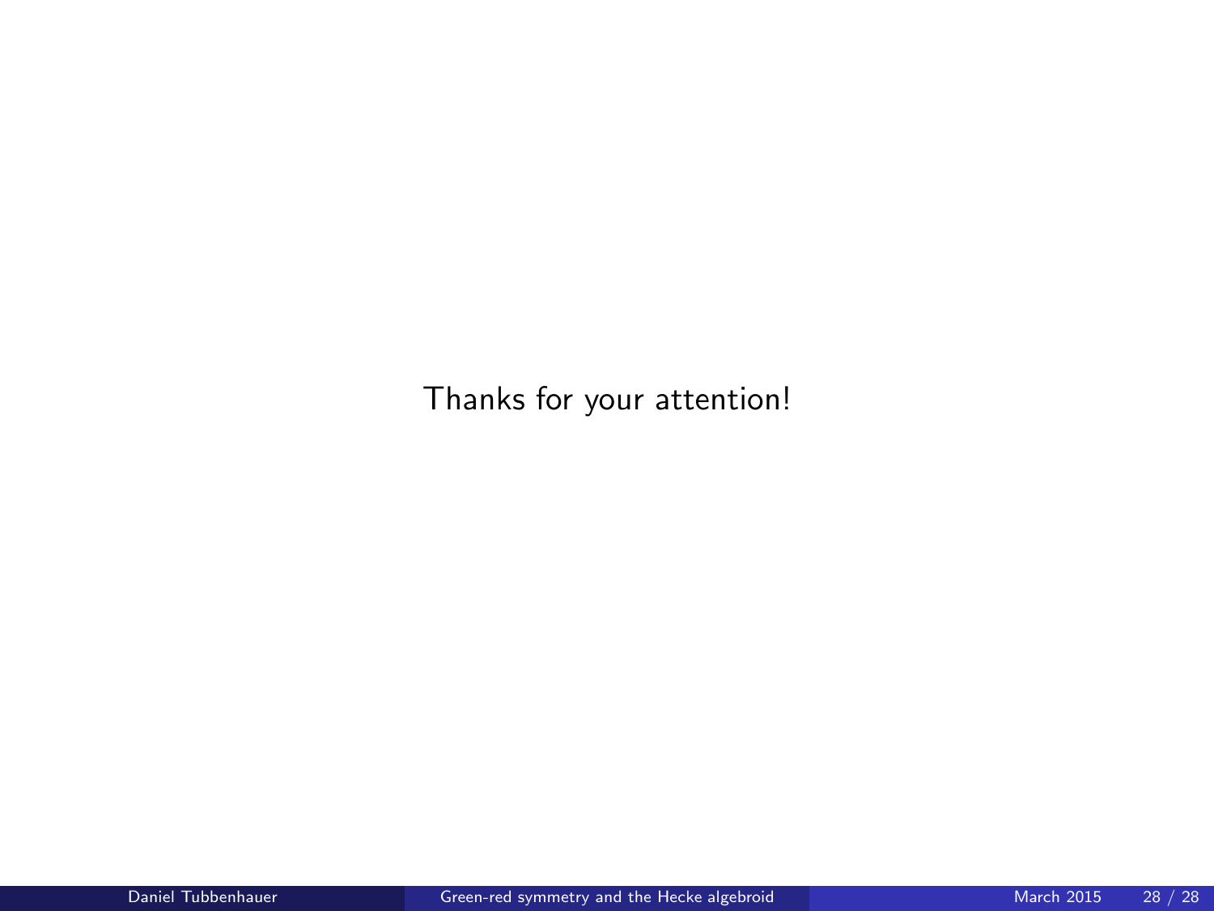Thanks for your attention!